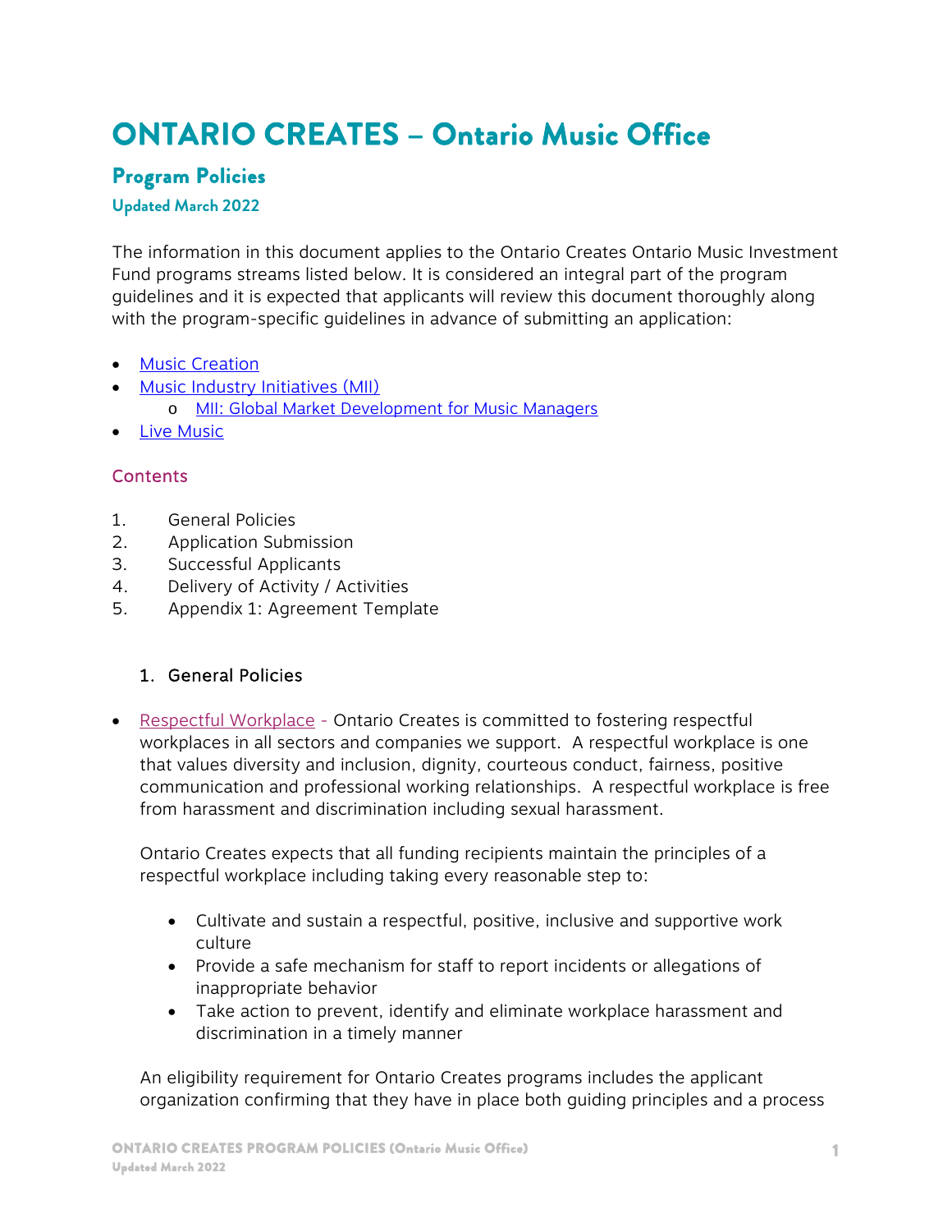# ONTARIO CREATES – Ontario Music Office

## Program Policies

### Updated March 2022

The information in this document applies to the Ontario Creates Ontario Music Investment Fund programs streams listed below. It is considered an integral part of the program guidelines and it is expected that applicants will review this document thoroughly along with the program-specific guidelines in advance of submitting an application:

- Music Creation
- Music Industry Initiatives (MII)
    - MII: Global Market Development for Music Managers
- Live Music

### Contents

1. General Policies
2. Application Submission
3. Successful Applicants
4. Delivery of Activity / Activities
5. Appendix 1: Agreement Template

#### 1. General Policies

- Respectful Workplace - Ontario Creates is committed to fostering respectful workplaces in all sectors and companies we support. A respectful workplace is one that values diversity and inclusion, dignity, courteous conduct, fairness, positive communication and professional working relationships. A respectful workplace is free from harassment and discrimination including sexual harassment.

  Ontario Creates expects that all funding recipients maintain the principles of a respectful workplace including taking every reasonable step to:

    - Cultivate and sustain a respectful, positive, inclusive and supportive work culture
    - Provide a safe mechanism for staff to report incidents or allegations of inappropriate behavior
    - Take action to prevent, identify and eliminate workplace harassment and discrimination in a timely manner

  An eligibility requirement for Ontario Creates programs includes the applicant organization confirming that they have in place both guiding principles and a process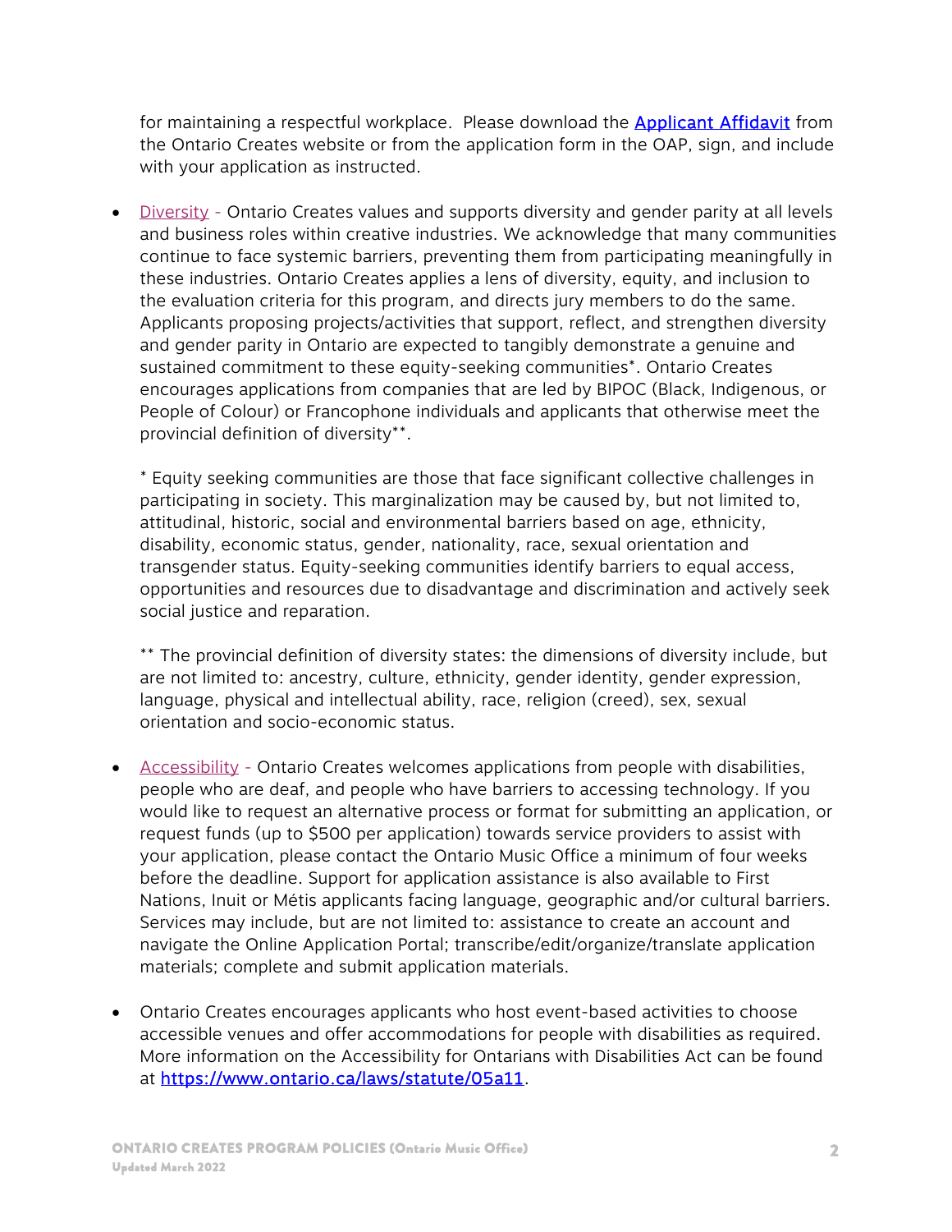for maintaining a respectful workplace.  Please download the [Applicant Affidavit](#) from the Ontario Creates website or from the application form in the OAP, sign, and include with your application as instructed.

- Diversity - Ontario Creates values and supports diversity and gender parity at all levels and business roles within creative industries. We acknowledge that many communities continue to face systemic barriers, preventing them from participating meaningfully in these industries. Ontario Creates applies a lens of diversity, equity, and inclusion to the evaluation criteria for this program, and directs jury members to do the same. Applicants proposing projects/activities that support, reflect, and strengthen diversity and gender parity in Ontario are expected to tangibly demonstrate a genuine and sustained commitment to these equity-seeking communities*. Ontario Creates encourages applications from companies that are led by BIPOC (Black, Indigenous, or People of Colour) or Francophone individuals and applicants that otherwise meet the provincial definition of diversity**.

  * Equity seeking communities are those that face significant collective challenges in participating in society. This marginalization may be caused by, but not limited to, attitudinal, historic, social and environmental barriers based on age, ethnicity, disability, economic status, gender, nationality, race, sexual orientation and transgender status. Equity-seeking communities identify barriers to equal access, opportunities and resources due to disadvantage and discrimination and actively seek social justice and reparation.

  ** The provincial definition of diversity states: the dimensions of diversity include, but are not limited to: ancestry, culture, ethnicity, gender identity, gender expression, language, physical and intellectual ability, race, religion (creed), sex, sexual orientation and socio-economic status.

- Accessibility - Ontario Creates welcomes applications from people with disabilities, people who are deaf, and people who have barriers to accessing technology. If you would like to request an alternative process or format for submitting an application, or request funds (up to $500 per application) towards service providers to assist with your application, please contact the Ontario Music Office a minimum of four weeks before the deadline. Support for application assistance is also available to First Nations, Inuit or Métis applicants facing language, geographic and/or cultural barriers. Services may include, but are not limited to: assistance to create an account and navigate the Online Application Portal; transcribe/edit/organize/translate application materials; complete and submit application materials.

- Ontario Creates encourages applicants who host event-based activities to choose accessible venues and offer accommodations for people with disabilities as required. More information on the Accessibility for Ontarians with Disabilities Act can be found at [https://www.ontario.ca/laws/statute/05a11](https://www.ontario.ca/laws/statute/05a11).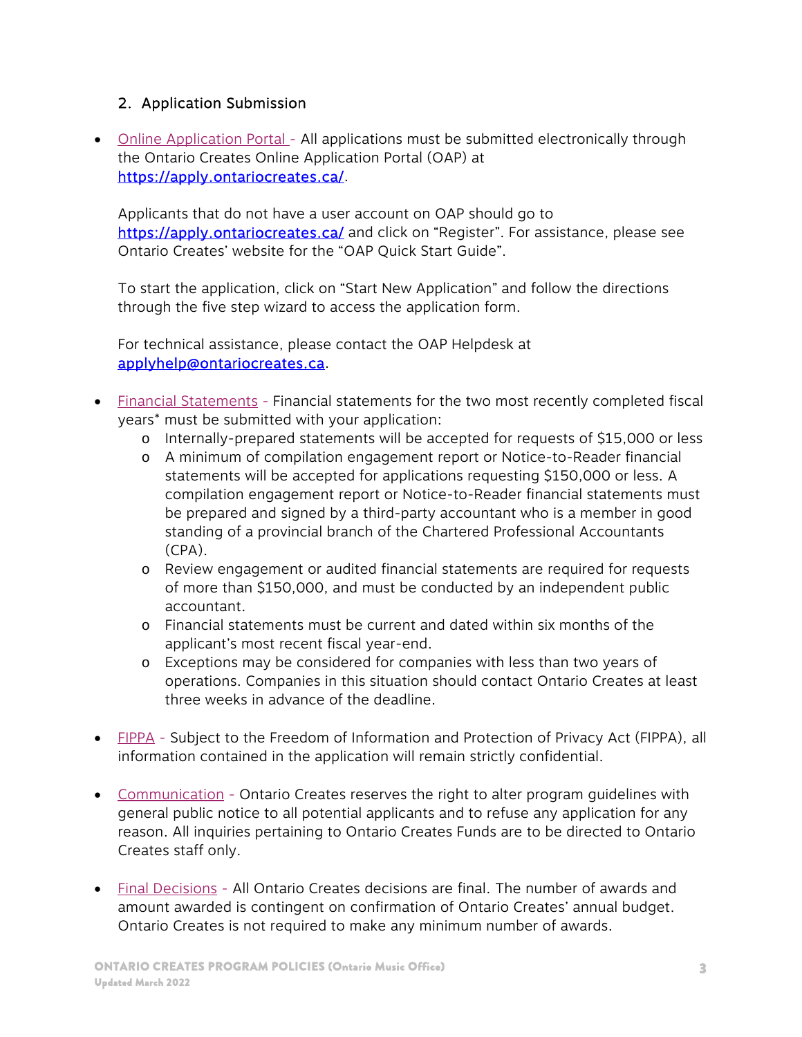## 2. Application Submission

- Online Application Portal - All applications must be submitted electronically through the Ontario Creates Online Application Portal (OAP) at https://apply.ontariocreates.ca/.

  Applicants that do not have a user account on OAP should go to https://apply.ontariocreates.ca/ and click on "Register". For assistance, please see Ontario Creates' website for the "OAP Quick Start Guide".

  To start the application, click on "Start New Application" and follow the directions through the five step wizard to access the application form.

  For technical assistance, please contact the OAP Helpdesk at applyhelp@ontariocreates.ca.

- Financial Statements - Financial statements for the two most recently completed fiscal years* must be submitted with your application:
  - Internally-prepared statements will be accepted for requests of $15,000 or less
  - A minimum of compilation engagement report or Notice-to-Reader financial statements will be accepted for applications requesting $150,000 or less. A compilation engagement report or Notice-to-Reader financial statements must be prepared and signed by a third-party accountant who is a member in good standing of a provincial branch of the Chartered Professional Accountants (CPA).
  - Review engagement or audited financial statements are required for requests of more than $150,000, and must be conducted by an independent public accountant.
  - Financial statements must be current and dated within six months of the applicant's most recent fiscal year-end.
  - Exceptions may be considered for companies with less than two years of operations. Companies in this situation should contact Ontario Creates at least three weeks in advance of the deadline.

- FIPPA - Subject to the Freedom of Information and Protection of Privacy Act (FIPPA), all information contained in the application will remain strictly confidential.

- Communication - Ontario Creates reserves the right to alter program guidelines with general public notice to all potential applicants and to refuse any application for any reason. All inquiries pertaining to Ontario Creates Funds are to be directed to Ontario Creates staff only.

- Final Decisions - All Ontario Creates decisions are final. The number of awards and amount awarded is contingent on confirmation of Ontario Creates' annual budget. Ontario Creates is not required to make any minimum number of awards.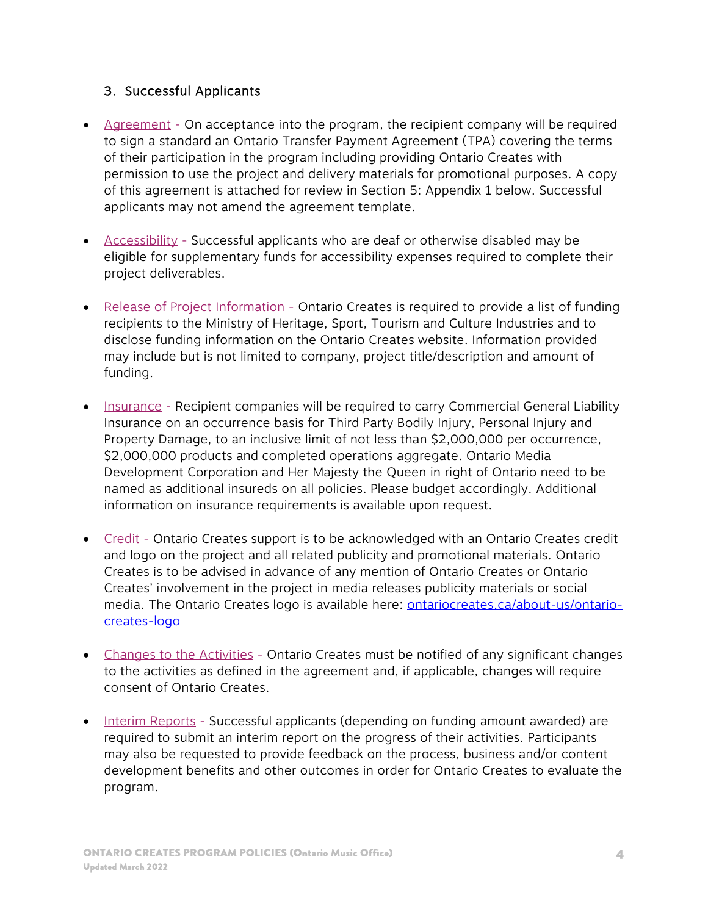## 3. Successful Applicants

- Agreement - On acceptance into the program, the recipient company will be required to sign a standard an Ontario Transfer Payment Agreement (TPA) covering the terms of their participation in the program including providing Ontario Creates with permission to use the project and delivery materials for promotional purposes. A copy of this agreement is attached for review in Section 5: Appendix 1 below. Successful applicants may not amend the agreement template.

- Accessibility - Successful applicants who are deaf or otherwise disabled may be eligible for supplementary funds for accessibility expenses required to complete their project deliverables.

- Release of Project Information - Ontario Creates is required to provide a list of funding recipients to the Ministry of Heritage, Sport, Tourism and Culture Industries and to disclose funding information on the Ontario Creates website. Information provided may include but is not limited to company, project title/description and amount of funding.

- Insurance - Recipient companies will be required to carry Commercial General Liability Insurance on an occurrence basis for Third Party Bodily Injury, Personal Injury and Property Damage, to an inclusive limit of not less than $2,000,000 per occurrence, $2,000,000 products and completed operations aggregate. Ontario Media Development Corporation and Her Majesty the Queen in right of Ontario need to be named as additional insureds on all policies. Please budget accordingly. Additional information on insurance requirements is available upon request.

- Credit - Ontario Creates support is to be acknowledged with an Ontario Creates credit and logo on the project and all related publicity and promotional materials. Ontario Creates is to be advised in advance of any mention of Ontario Creates or Ontario Creates' involvement in the project in media releases publicity materials or social media. The Ontario Creates logo is available here: ontariocreates.ca/about-us/ontario-creates-logo

- Changes to the Activities - Ontario Creates must be notified of any significant changes to the activities as defined in the agreement and, if applicable, changes will require consent of Ontario Creates.

- Interim Reports - Successful applicants (depending on funding amount awarded) are required to submit an interim report on the progress of their activities. Participants may also be requested to provide feedback on the process, business and/or content development benefits and other outcomes in order for Ontario Creates to evaluate the program.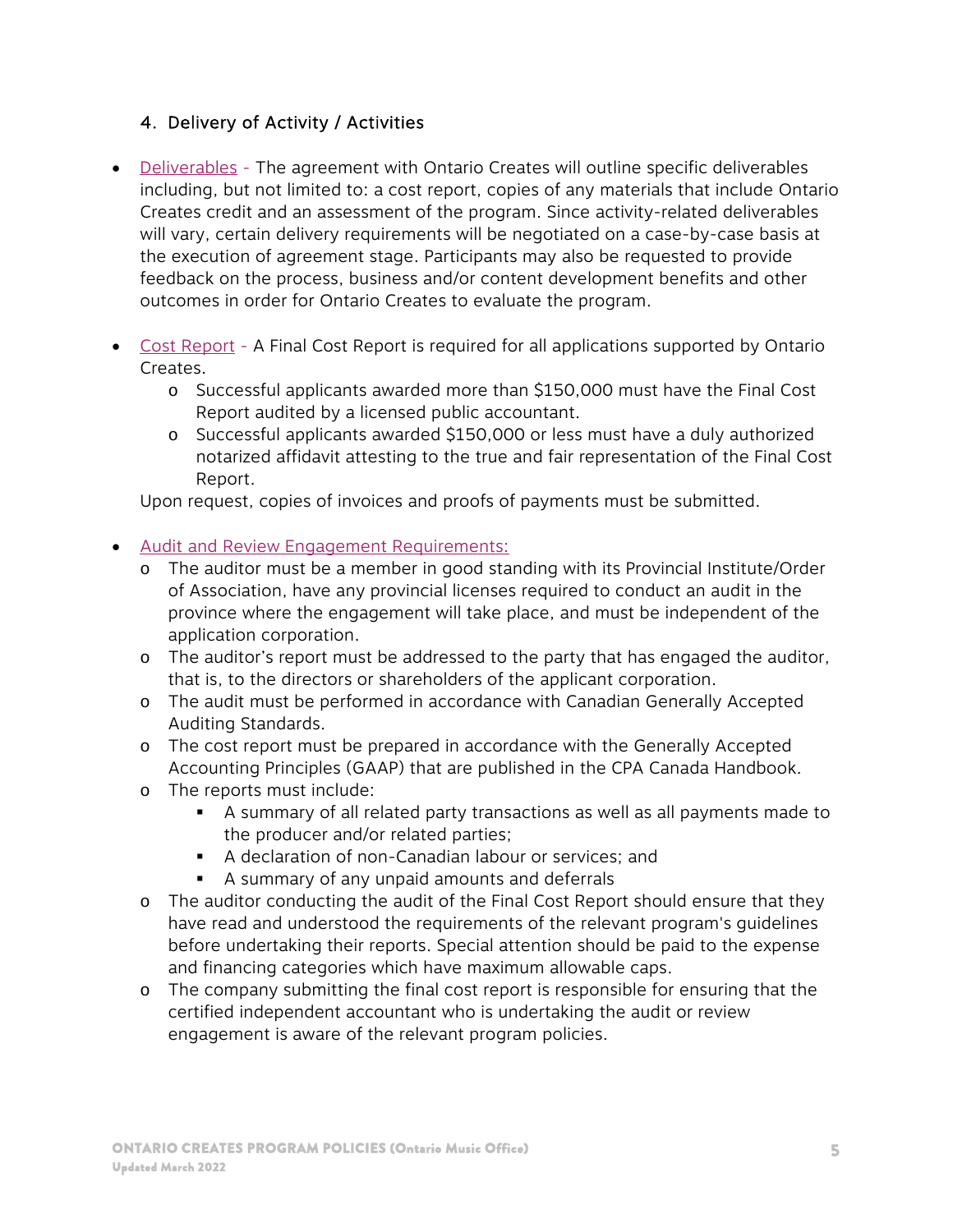## 4. Delivery of Activity / Activities

- Deliverables - The agreement with Ontario Creates will outline specific deliverables including, but not limited to: a cost report, copies of any materials that include Ontario Creates credit and an assessment of the program. Since activity-related deliverables will vary, certain delivery requirements will be negotiated on a case-by-case basis at the execution of agreement stage. Participants may also be requested to provide feedback on the process, business and/or content development benefits and other outcomes in order for Ontario Creates to evaluate the program.

- Cost Report - A Final Cost Report is required for all applications supported by Ontario Creates.
  - Successful applicants awarded more than $150,000 must have the Final Cost Report audited by a licensed public accountant.
  - Successful applicants awarded $150,000 or less must have a duly authorized notarized affidavit attesting to the true and fair representation of the Final Cost Report.

  Upon request, copies of invoices and proofs of payments must be submitted.

- Audit and Review Engagement Requirements:
  - The auditor must be a member in good standing with its Provincial Institute/Order of Association, have any provincial licenses required to conduct an audit in the province where the engagement will take place, and must be independent of the application corporation.
  - The auditor's report must be addressed to the party that has engaged the auditor, that is, to the directors or shareholders of the applicant corporation.
  - The audit must be performed in accordance with Canadian Generally Accepted Auditing Standards.
  - The cost report must be prepared in accordance with the Generally Accepted Accounting Principles (GAAP) that are published in the CPA Canada Handbook.
  - The reports must include:
    - A summary of all related party transactions as well as all payments made to the producer and/or related parties;
    - A declaration of non-Canadian labour or services; and
    - A summary of any unpaid amounts and deferrals
  - The auditor conducting the audit of the Final Cost Report should ensure that they have read and understood the requirements of the relevant program's guidelines before undertaking their reports. Special attention should be paid to the expense and financing categories which have maximum allowable caps.
  - The company submitting the final cost report is responsible for ensuring that the certified independent accountant who is undertaking the audit or review engagement is aware of the relevant program policies.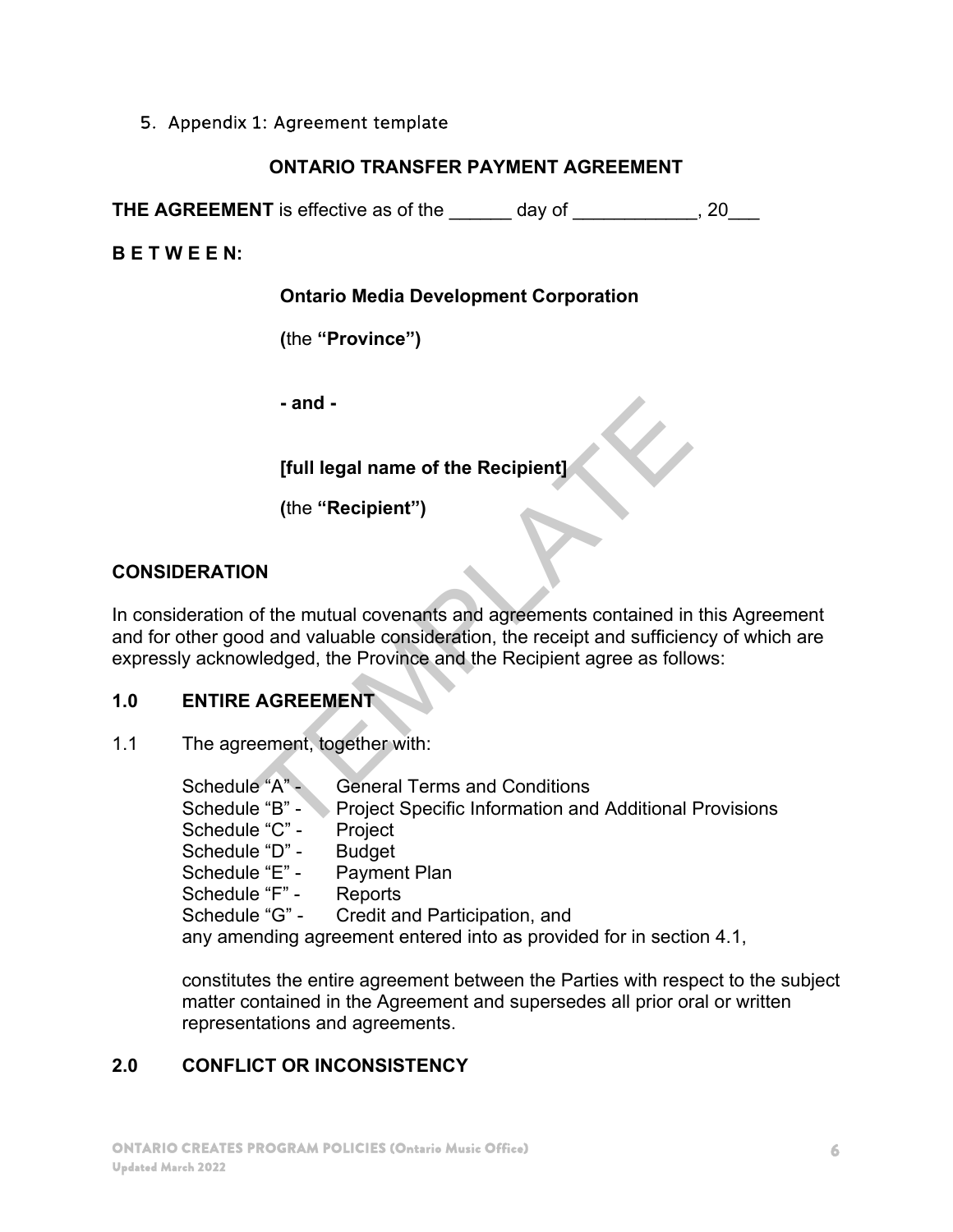5. Appendix 1: Agreement template

## ONTARIO TRANSFER PAYMENT AGREEMENT

**THE AGREEMENT** is effective as of the ______ day of ____________, 20___

**B E T W E E N:**

**Ontario Media Development Corporation**

**(**the **"Province")**

**- and -**

**[full legal name of the Recipient]**

**(**the **"Recipient")**

**CONSIDERATION**

In consideration of the mutual covenants and agreements contained in this Agreement and for other good and valuable consideration, the receipt and sufficiency of which are expressly acknowledged, the Province and the Recipient agree as follows:

**1.0 ENTIRE AGREEMENT**

1.1 The agreement, together with:

Schedule "A" - General Terms and Conditions
Schedule "B" - Project Specific Information and Additional Provisions
Schedule "C" - Project
Schedule "D" - Budget
Schedule "E" - Payment Plan
Schedule "F" - Reports
Schedule "G" - Credit and Participation, and
any amending agreement entered into as provided for in section 4.1,

constitutes the entire agreement between the Parties with respect to the subject matter contained in the Agreement and supersedes all prior oral or written representations and agreements.

**2.0 CONFLICT OR INCONSISTENCY**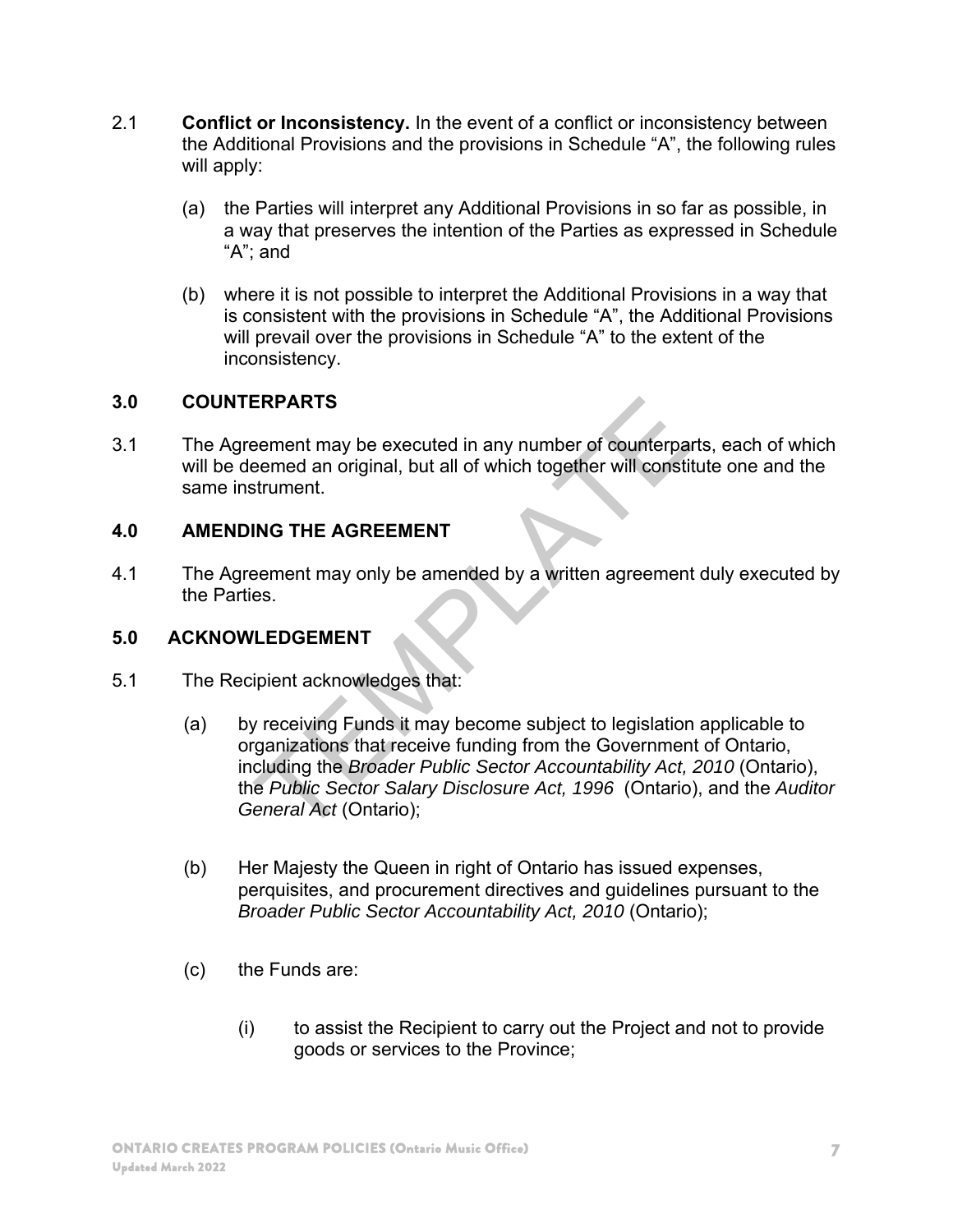2.1 **Conflict or Inconsistency.** In the event of a conflict or inconsistency between the Additional Provisions and the provisions in Schedule “A”, the following rules will apply:

(a) the Parties will interpret any Additional Provisions in so far as possible, in a way that preserves the intention of the Parties as expressed in Schedule “A”; and

(b) where it is not possible to interpret the Additional Provisions in a way that is consistent with the provisions in Schedule “A”, the Additional Provisions will prevail over the provisions in Schedule “A” to the extent of the inconsistency.

## 3.0 COUNTERPARTS

3.1 The Agreement may be executed in any number of counterparts, each of which will be deemed an original, but all of which together will constitute one and the same instrument.

## 4.0 AMENDING THE AGREEMENT

4.1 The Agreement may only be amended by a written agreement duly executed by the Parties.

## 5.0 ACKNOWLEDGEMENT

5.1 The Recipient acknowledges that:

(a) by receiving Funds it may become subject to legislation applicable to organizations that receive funding from the Government of Ontario, including the *Broader Public Sector Accountability Act, 2010* (Ontario), the *Public Sector Salary Disclosure Act, 1996* (Ontario), and the *Auditor General Act* (Ontario);

(b) Her Majesty the Queen in right of Ontario has issued expenses, perquisites, and procurement directives and guidelines pursuant to the *Broader Public Sector Accountability Act, 2010* (Ontario);

(c) the Funds are:

(i) to assist the Recipient to carry out the Project and not to provide goods or services to the Province;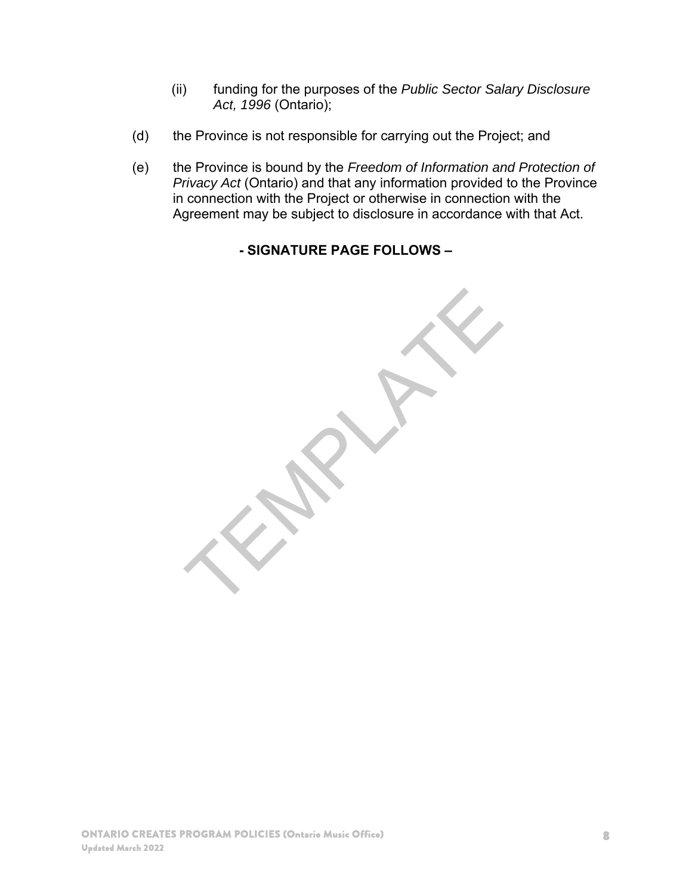(ii) funding for the purposes of the *Public Sector Salary Disclosure Act, 1996* (Ontario);

(d) the Province is not responsible for carrying out the Project; and

(e) the Province is bound by the *Freedom of Information and Protection of Privacy Act* (Ontario) and that any information provided to the Province in connection with the Project or otherwise in connection with the Agreement may be subject to disclosure in accordance with that Act.

**- SIGNATURE PAGE FOLLOWS –**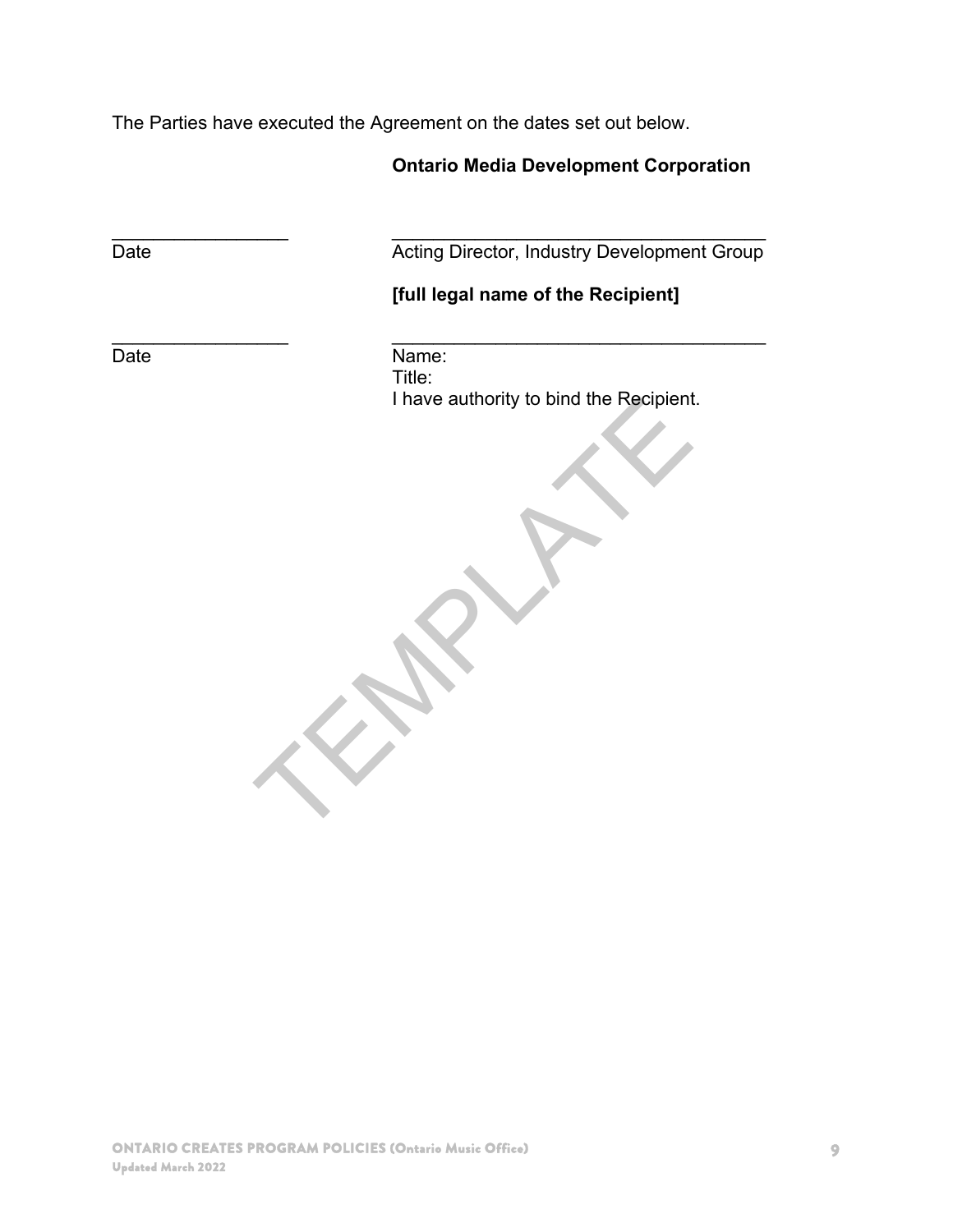The Parties have executed the Agreement on the dates set out below.

**Ontario Media Development Corporation**

| | |
|---|---|
| ________________ | ________________________________ |
| Date | Acting Director, Industry Development Group |

**[full legal name of the Recipient]**

| | |
|---|---|
| ________________ | ________________________________ |
| Date | Name:<br>Title:<br>I have authority to bind the Recipient. |

TEMPLATE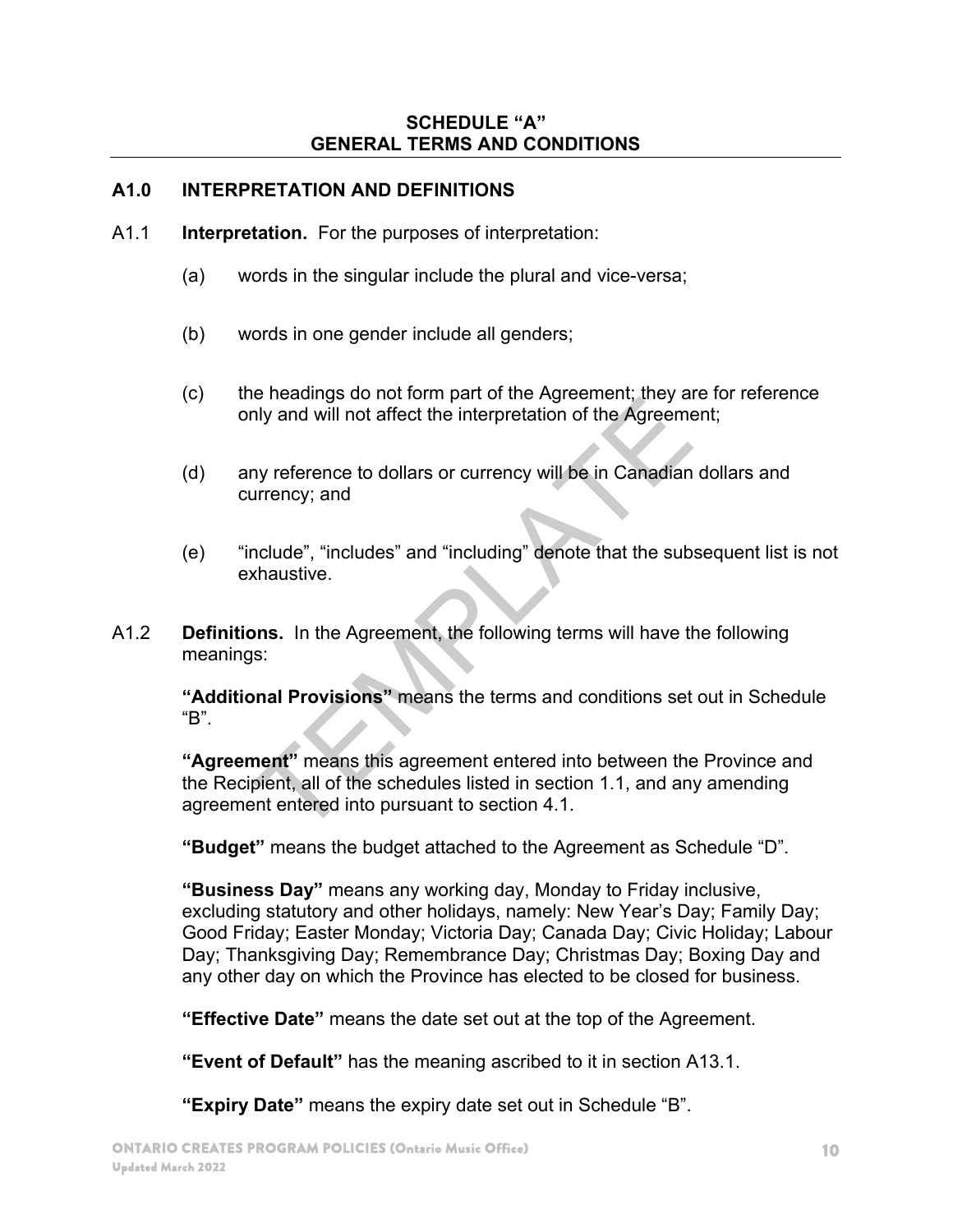## SCHEDULE "A"
## GENERAL TERMS AND CONDITIONS

### A1.0 INTERPRETATION AND DEFINITIONS

A1.1 **Interpretation.** For the purposes of interpretation:

(a) words in the singular include the plural and vice-versa;

(b) words in one gender include all genders;

(c) the headings do not form part of the Agreement; they are for reference only and will not affect the interpretation of the Agreement;

(d) any reference to dollars or currency will be in Canadian dollars and currency; and

(e) "include", "includes" and "including" denote that the subsequent list is not exhaustive.

A1.2 **Definitions.** In the Agreement, the following terms will have the following meanings:

**"Additional Provisions"** means the terms and conditions set out in Schedule "B".

**"Agreement"** means this agreement entered into between the Province and the Recipient, all of the schedules listed in section 1.1, and any amending agreement entered into pursuant to section 4.1.

**"Budget"** means the budget attached to the Agreement as Schedule "D".

**"Business Day"** means any working day, Monday to Friday inclusive, excluding statutory and other holidays, namely: New Year's Day; Family Day; Good Friday; Easter Monday; Victoria Day; Canada Day; Civic Holiday; Labour Day; Thanksgiving Day; Remembrance Day; Christmas Day; Boxing Day and any other day on which the Province has elected to be closed for business.

**"Effective Date"** means the date set out at the top of the Agreement.

**"Event of Default"** has the meaning ascribed to it in section A13.1.

**"Expiry Date"** means the expiry date set out in Schedule "B".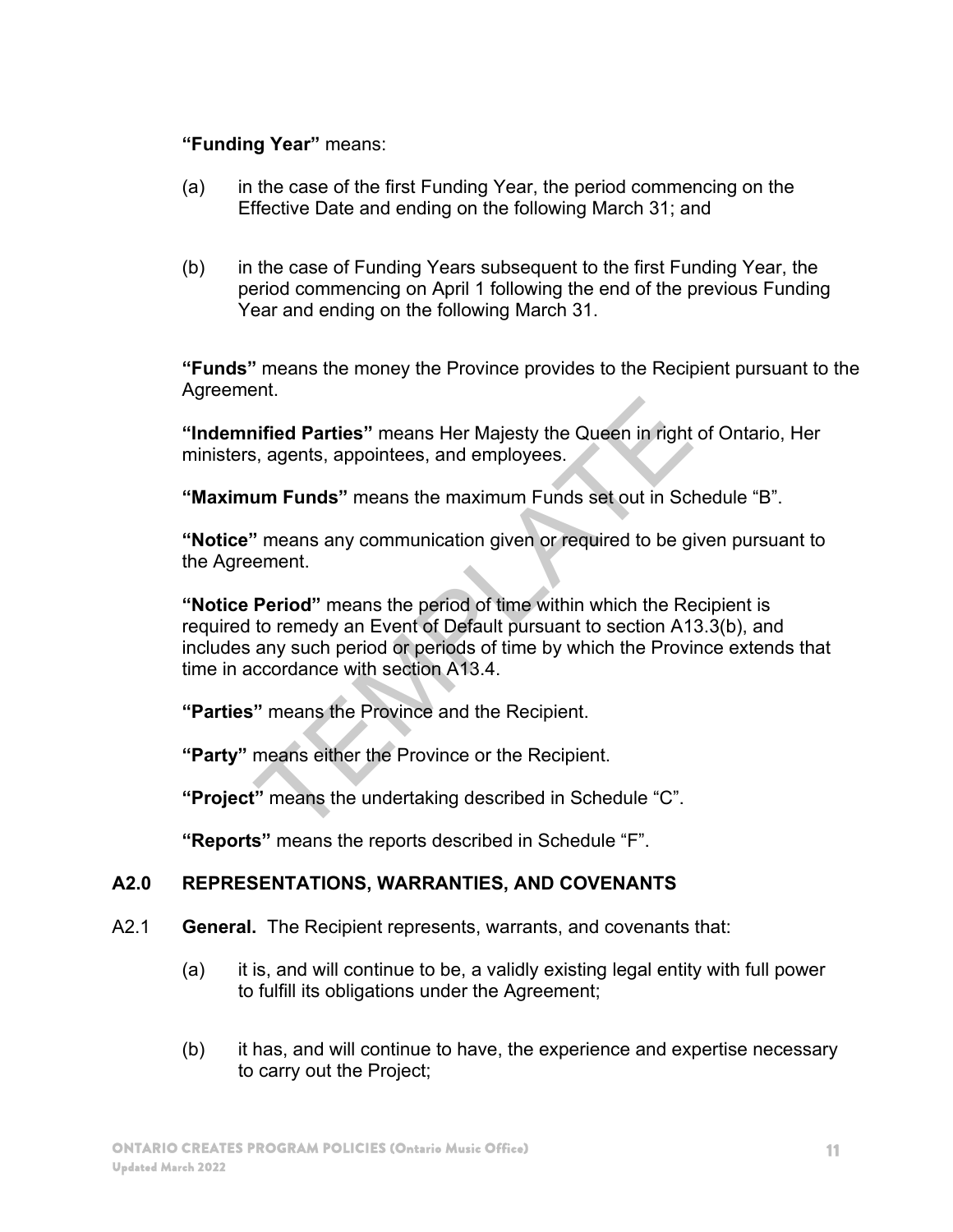**"Funding Year"** means:

(a) in the case of the first Funding Year, the period commencing on the Effective Date and ending on the following March 31; and

(b) in the case of Funding Years subsequent to the first Funding Year, the period commencing on April 1 following the end of the previous Funding Year and ending on the following March 31.

**"Funds"** means the money the Province provides to the Recipient pursuant to the Agreement.

**"Indemnified Parties"** means Her Majesty the Queen in right of Ontario, Her ministers, agents, appointees, and employees.

**"Maximum Funds"** means the maximum Funds set out in Schedule "B".

**"Notice"** means any communication given or required to be given pursuant to the Agreement.

**"Notice Period"** means the period of time within which the Recipient is required to remedy an Event of Default pursuant to section A13.3(b), and includes any such period or periods of time by which the Province extends that time in accordance with section A13.4.

**"Parties"** means the Province and the Recipient.

**"Party"** means either the Province or the Recipient.

**"Project"** means the undertaking described in Schedule "C".

**"Reports"** means the reports described in Schedule "F".

## A2.0 REPRESENTATIONS, WARRANTIES, AND COVENANTS

A2.1 **General.** The Recipient represents, warrants, and covenants that:

(a) it is, and will continue to be, a validly existing legal entity with full power to fulfill its obligations under the Agreement;

(b) it has, and will continue to have, the experience and expertise necessary to carry out the Project;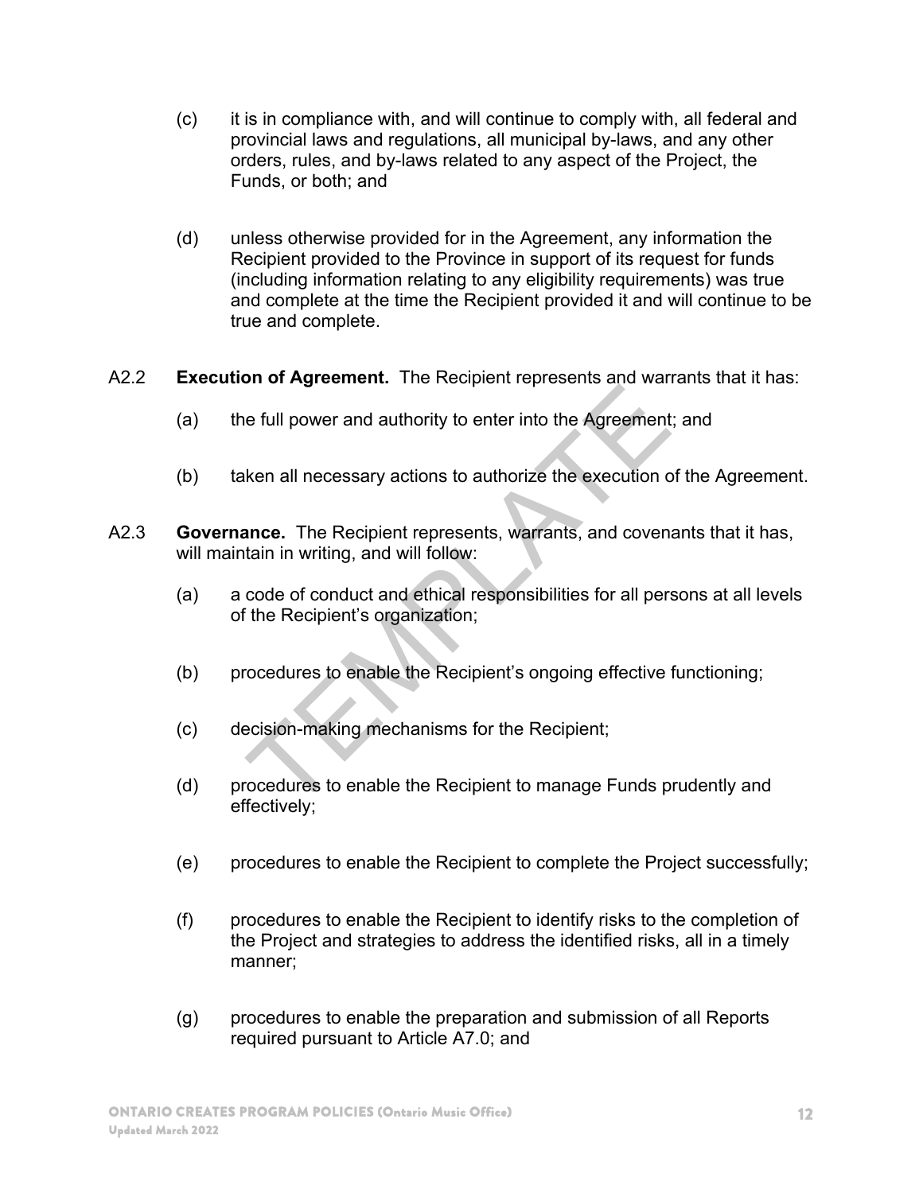(c) it is in compliance with, and will continue to comply with, all federal and provincial laws and regulations, all municipal by-laws, and any other orders, rules, and by-laws related to any aspect of the Project, the Funds, or both; and

(d) unless otherwise provided for in the Agreement, any information the Recipient provided to the Province in support of its request for funds (including information relating to any eligibility requirements) was true and complete at the time the Recipient provided it and will continue to be true and complete.

A2.2 **Execution of Agreement.** The Recipient represents and warrants that it has:

(a) the full power and authority to enter into the Agreement; and

(b) taken all necessary actions to authorize the execution of the Agreement.

A2.3 **Governance.** The Recipient represents, warrants, and covenants that it has, will maintain in writing, and will follow:

(a) a code of conduct and ethical responsibilities for all persons at all levels of the Recipient's organization;

(b) procedures to enable the Recipient's ongoing effective functioning;

(c) decision-making mechanisms for the Recipient;

(d) procedures to enable the Recipient to manage Funds prudently and effectively;

(e) procedures to enable the Recipient to complete the Project successfully;

(f) procedures to enable the Recipient to identify risks to the completion of the Project and strategies to address the identified risks, all in a timely manner;

(g) procedures to enable the preparation and submission of all Reports required pursuant to Article A7.0; and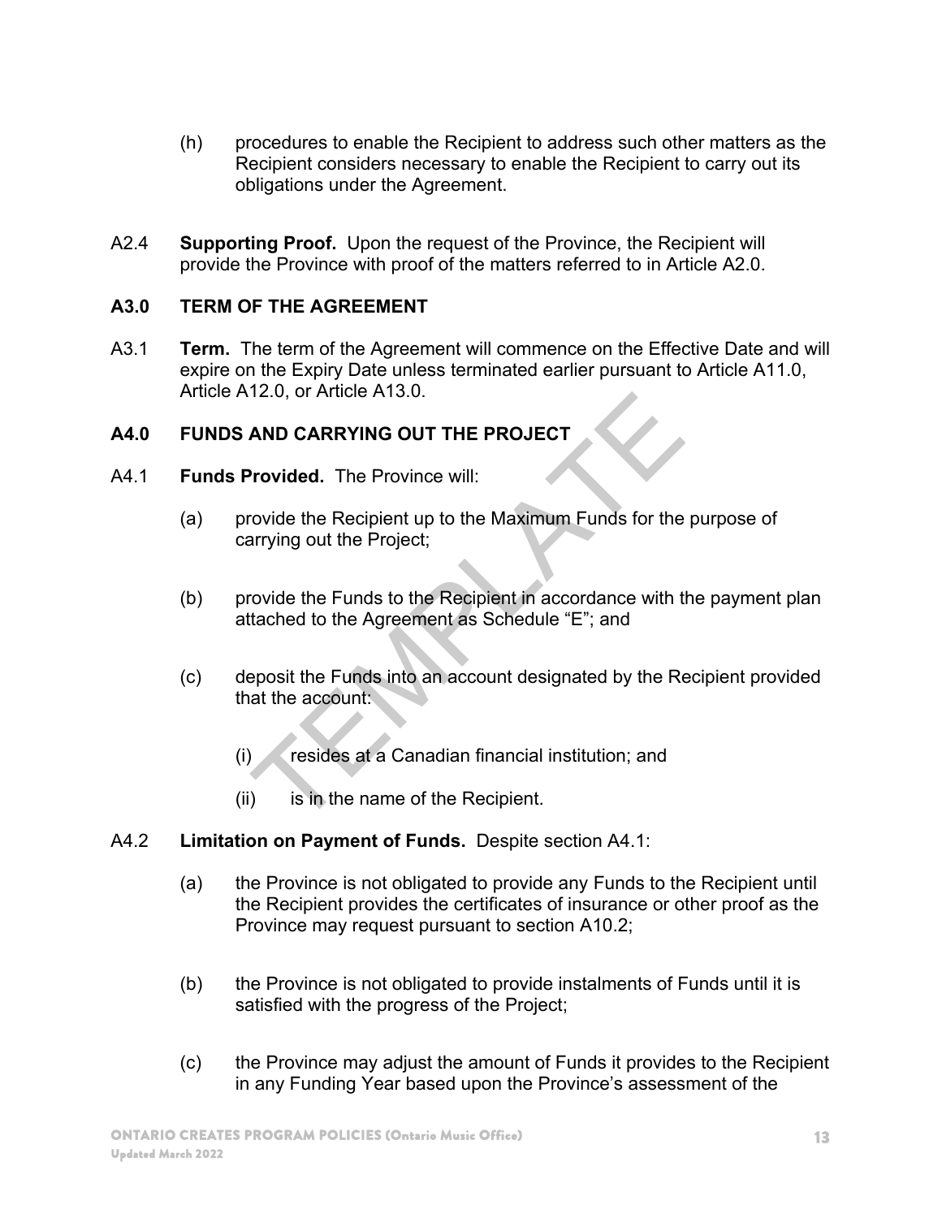(h) procedures to enable the Recipient to address such other matters as the Recipient considers necessary to enable the Recipient to carry out its obligations under the Agreement.

A2.4 **Supporting Proof.** Upon the request of the Province, the Recipient will provide the Province with proof of the matters referred to in Article A2.0.

## A3.0 TERM OF THE AGREEMENT

A3.1 **Term.** The term of the Agreement will commence on the Effective Date and will expire on the Expiry Date unless terminated earlier pursuant to Article A11.0, Article A12.0, or Article A13.0.

## A4.0 FUNDS AND CARRYING OUT THE PROJECT

A4.1 **Funds Provided.** The Province will:

(a) provide the Recipient up to the Maximum Funds for the purpose of carrying out the Project;

(b) provide the Funds to the Recipient in accordance with the payment plan attached to the Agreement as Schedule "E"; and

(c) deposit the Funds into an account designated by the Recipient provided that the account:

(i) resides at a Canadian financial institution; and

(ii) is in the name of the Recipient.

A4.2 **Limitation on Payment of Funds.** Despite section A4.1:

(a) the Province is not obligated to provide any Funds to the Recipient until the Recipient provides the certificates of insurance or other proof as the Province may request pursuant to section A10.2;

(b) the Province is not obligated to provide instalments of Funds until it is satisfied with the progress of the Project;

(c) the Province may adjust the amount of Funds it provides to the Recipient in any Funding Year based upon the Province's assessment of the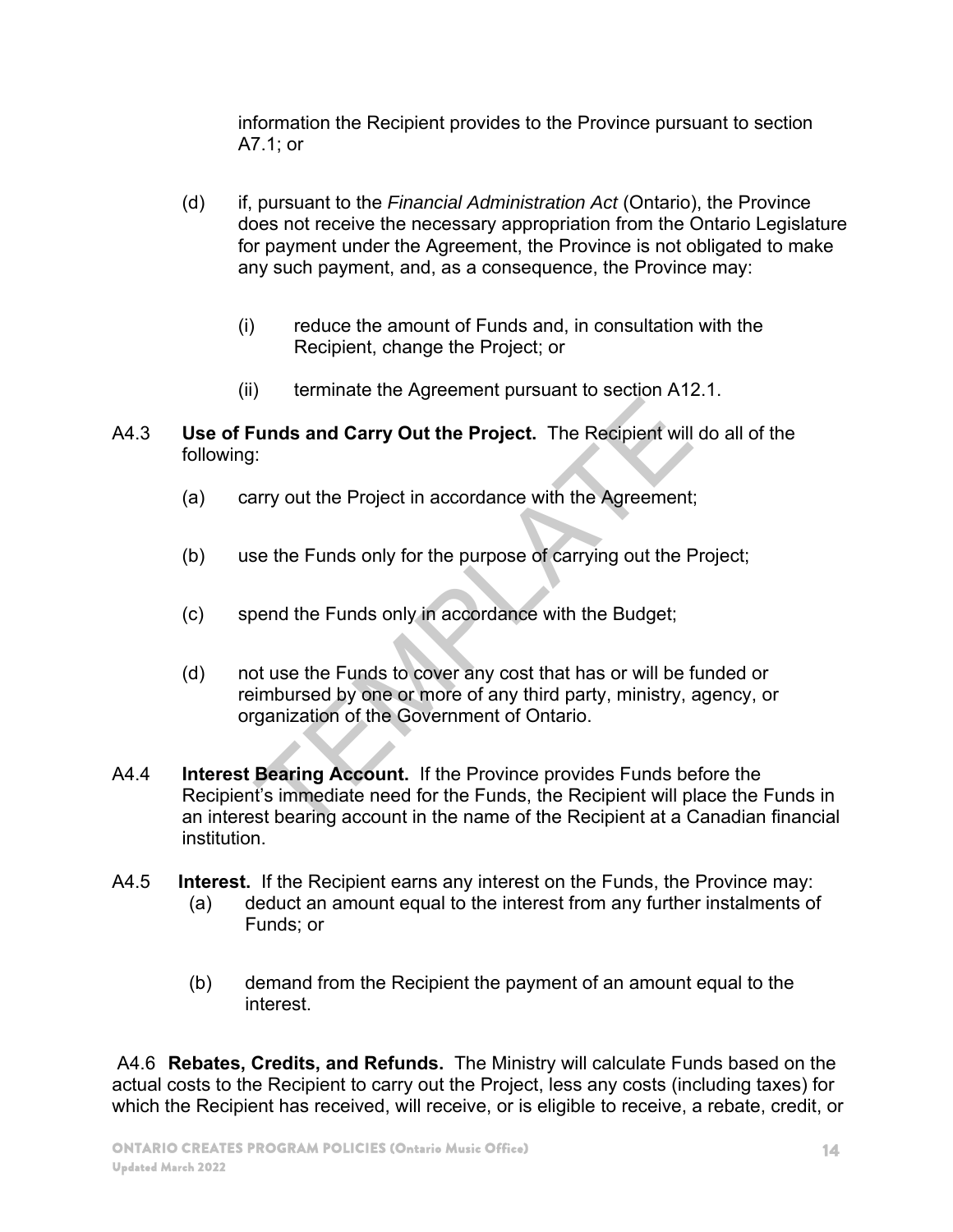information the Recipient provides to the Province pursuant to section A7.1; or

(d) if, pursuant to the *Financial Administration Act* (Ontario), the Province does not receive the necessary appropriation from the Ontario Legislature for payment under the Agreement, the Province is not obligated to make any such payment, and, as a consequence, the Province may:

(i) reduce the amount of Funds and, in consultation with the Recipient, change the Project; or

(ii) terminate the Agreement pursuant to section A12.1.

A4.3 **Use of Funds and Carry Out the Project.** The Recipient will do all of the following:

(a) carry out the Project in accordance with the Agreement;

(b) use the Funds only for the purpose of carrying out the Project;

(c) spend the Funds only in accordance with the Budget;

(d) not use the Funds to cover any cost that has or will be funded or reimbursed by one or more of any third party, ministry, agency, or organization of the Government of Ontario.

A4.4 **Interest Bearing Account.** If the Province provides Funds before the Recipient's immediate need for the Funds, the Recipient will place the Funds in an interest bearing account in the name of the Recipient at a Canadian financial institution.

A4.5 **Interest.** If the Recipient earns any interest on the Funds, the Province may:

(a) deduct an amount equal to the interest from any further instalments of Funds; or

(b) demand from the Recipient the payment of an amount equal to the interest.

A4.6 **Rebates, Credits, and Refunds.** The Ministry will calculate Funds based on the actual costs to the Recipient to carry out the Project, less any costs (including taxes) for which the Recipient has received, will receive, or is eligible to receive, a rebate, credit, or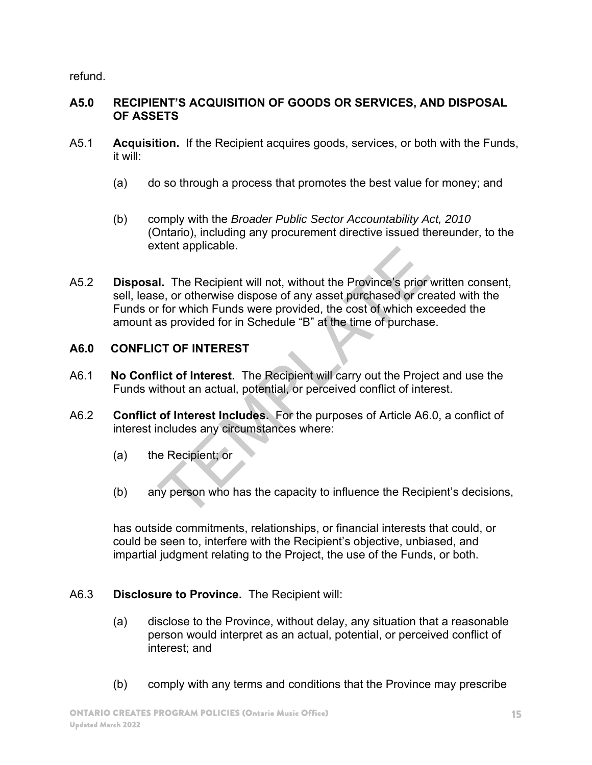refund.

### A5.0 RECIPIENT'S ACQUISITION OF GOODS OR SERVICES, AND DISPOSAL OF ASSETS

A5.1 **Acquisition.** If the Recipient acquires goods, services, or both with the Funds, it will:

(a) do so through a process that promotes the best value for money; and

(b) comply with the *Broader Public Sector Accountability Act, 2010* (Ontario), including any procurement directive issued thereunder, to the extent applicable.

A5.2 **Disposal.** The Recipient will not, without the Province's prior written consent, sell, lease, or otherwise dispose of any asset purchased or created with the Funds or for which Funds were provided, the cost of which exceeded the amount as provided for in Schedule "B" at the time of purchase.

### A6.0 CONFLICT OF INTEREST

A6.1 **No Conflict of Interest.** The Recipient will carry out the Project and use the Funds without an actual, potential, or perceived conflict of interest.

A6.2 **Conflict of Interest Includes.** For the purposes of Article A6.0, a conflict of interest includes any circumstances where:

(a) the Recipient; or

(b) any person who has the capacity to influence the Recipient's decisions,

has outside commitments, relationships, or financial interests that could, or could be seen to, interfere with the Recipient's objective, unbiased, and impartial judgment relating to the Project, the use of the Funds, or both.

A6.3 **Disclosure to Province.** The Recipient will:

(a) disclose to the Province, without delay, any situation that a reasonable person would interpret as an actual, potential, or perceived conflict of interest; and

(b) comply with any terms and conditions that the Province may prescribe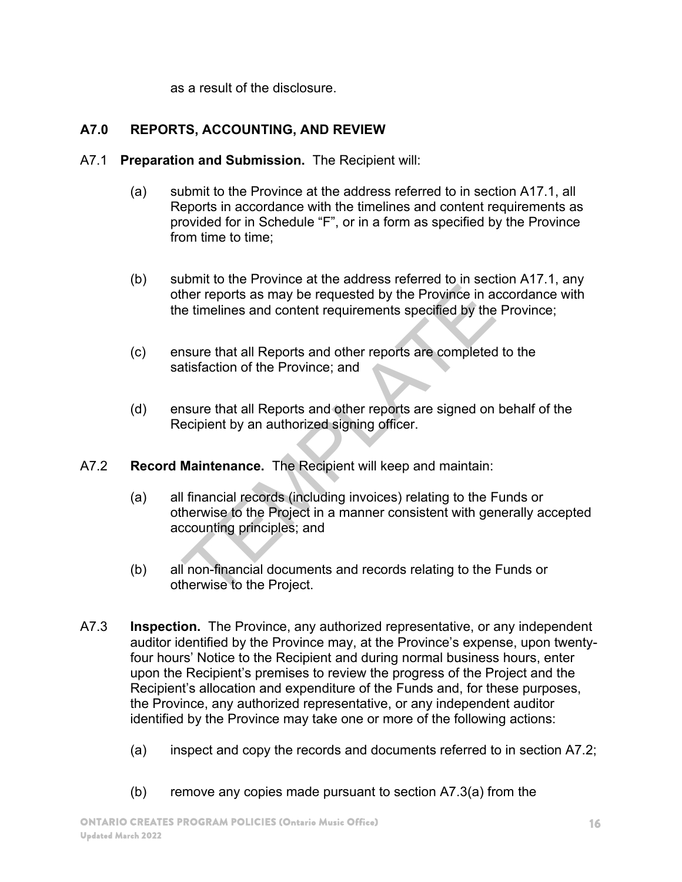as a result of the disclosure.

## A7.0 REPORTS, ACCOUNTING, AND REVIEW

A7.1 **Preparation and Submission.** The Recipient will:

(a) submit to the Province at the address referred to in section A17.1, all Reports in accordance with the timelines and content requirements as provided for in Schedule "F", or in a form as specified by the Province from time to time;

(b) submit to the Province at the address referred to in section A17.1, any other reports as may be requested by the Province in accordance with the timelines and content requirements specified by the Province;

(c) ensure that all Reports and other reports are completed to the satisfaction of the Province; and

(d) ensure that all Reports and other reports are signed on behalf of the Recipient by an authorized signing officer.

A7.2 **Record Maintenance.** The Recipient will keep and maintain:

(a) all financial records (including invoices) relating to the Funds or otherwise to the Project in a manner consistent with generally accepted accounting principles; and

(b) all non-financial documents and records relating to the Funds or otherwise to the Project.

A7.3 **Inspection.** The Province, any authorized representative, or any independent auditor identified by the Province may, at the Province's expense, upon twenty-four hours' Notice to the Recipient and during normal business hours, enter upon the Recipient's premises to review the progress of the Project and the Recipient's allocation and expenditure of the Funds and, for these purposes, the Province, any authorized representative, or any independent auditor identified by the Province may take one or more of the following actions:

(a) inspect and copy the records and documents referred to in section A7.2;

(b) remove any copies made pursuant to section A7.3(a) from the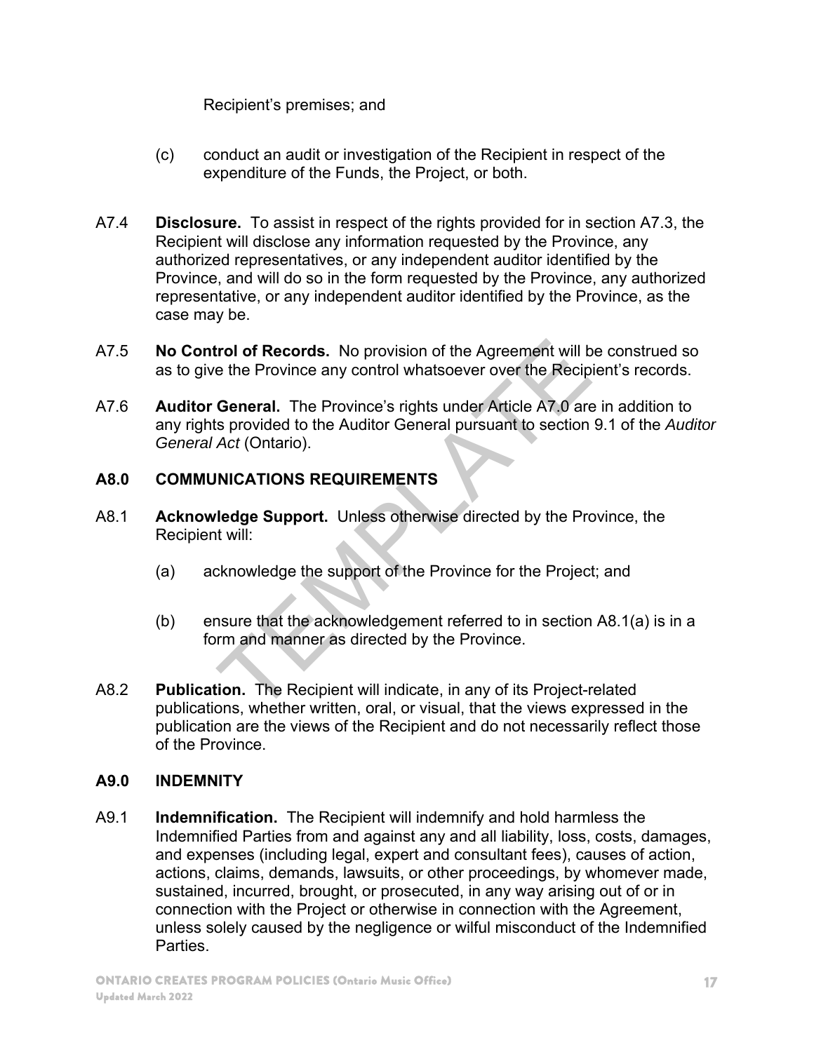Recipient's premises; and

(c) conduct an audit or investigation of the Recipient in respect of the expenditure of the Funds, the Project, or both.

A7.4 **Disclosure.** To assist in respect of the rights provided for in section A7.3, the Recipient will disclose any information requested by the Province, any authorized representatives, or any independent auditor identified by the Province, and will do so in the form requested by the Province, any authorized representative, or any independent auditor identified by the Province, as the case may be.

A7.5 **No Control of Records.** No provision of the Agreement will be construed so as to give the Province any control whatsoever over the Recipient's records.

A7.6 **Auditor General.** The Province's rights under Article A7.0 are in addition to any rights provided to the Auditor General pursuant to section 9.1 of the *Auditor General Act* (Ontario).

### A8.0 COMMUNICATIONS REQUIREMENTS

A8.1 **Acknowledge Support.** Unless otherwise directed by the Province, the Recipient will:

(a) acknowledge the support of the Province for the Project; and

(b) ensure that the acknowledgement referred to in section A8.1(a) is in a form and manner as directed by the Province.

A8.2 **Publication.** The Recipient will indicate, in any of its Project-related publications, whether written, oral, or visual, that the views expressed in the publication are the views of the Recipient and do not necessarily reflect those of the Province.

### A9.0 INDEMNITY

A9.1 **Indemnification.** The Recipient will indemnify and hold harmless the Indemnified Parties from and against any and all liability, loss, costs, damages, and expenses (including legal, expert and consultant fees), causes of action, actions, claims, demands, lawsuits, or other proceedings, by whomever made, sustained, incurred, brought, or prosecuted, in any way arising out of or in connection with the Project or otherwise in connection with the Agreement, unless solely caused by the negligence or wilful misconduct of the Indemnified Parties.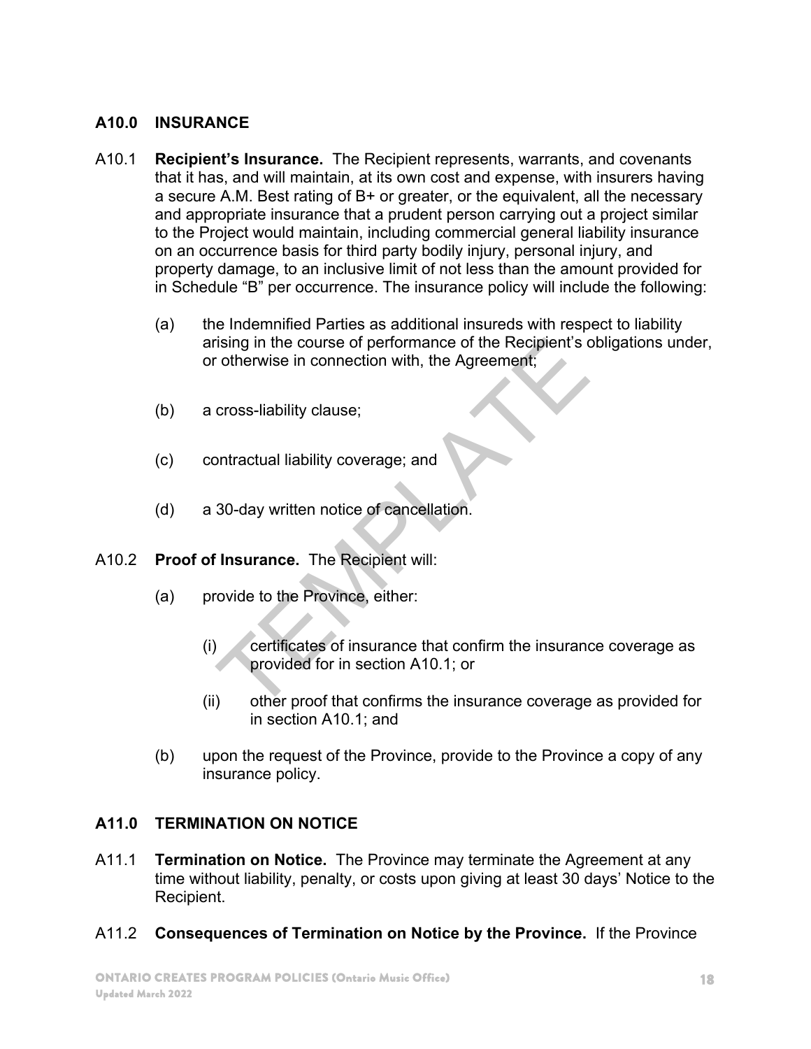## A10.0 INSURANCE

A10.1 **Recipient's Insurance.** The Recipient represents, warrants, and covenants that it has, and will maintain, at its own cost and expense, with insurers having a secure A.M. Best rating of B+ or greater, or the equivalent, all the necessary and appropriate insurance that a prudent person carrying out a project similar to the Project would maintain, including commercial general liability insurance on an occurrence basis for third party bodily injury, personal injury, and property damage, to an inclusive limit of not less than the amount provided for in Schedule "B" per occurrence. The insurance policy will include the following:

(a) the Indemnified Parties as additional insureds with respect to liability arising in the course of performance of the Recipient's obligations under, or otherwise in connection with, the Agreement;

(b) a cross-liability clause;

(c) contractual liability coverage; and

(d) a 30-day written notice of cancellation.

A10.2 **Proof of Insurance.** The Recipient will:

(a) provide to the Province, either:

(i) certificates of insurance that confirm the insurance coverage as provided for in section A10.1; or

(ii) other proof that confirms the insurance coverage as provided for in section A10.1; and

(b) upon the request of the Province, provide to the Province a copy of any insurance policy.

## A11.0 TERMINATION ON NOTICE

A11.1 **Termination on Notice.** The Province may terminate the Agreement at any time without liability, penalty, or costs upon giving at least 30 days' Notice to the Recipient.

A11.2 **Consequences of Termination on Notice by the Province.** If the Province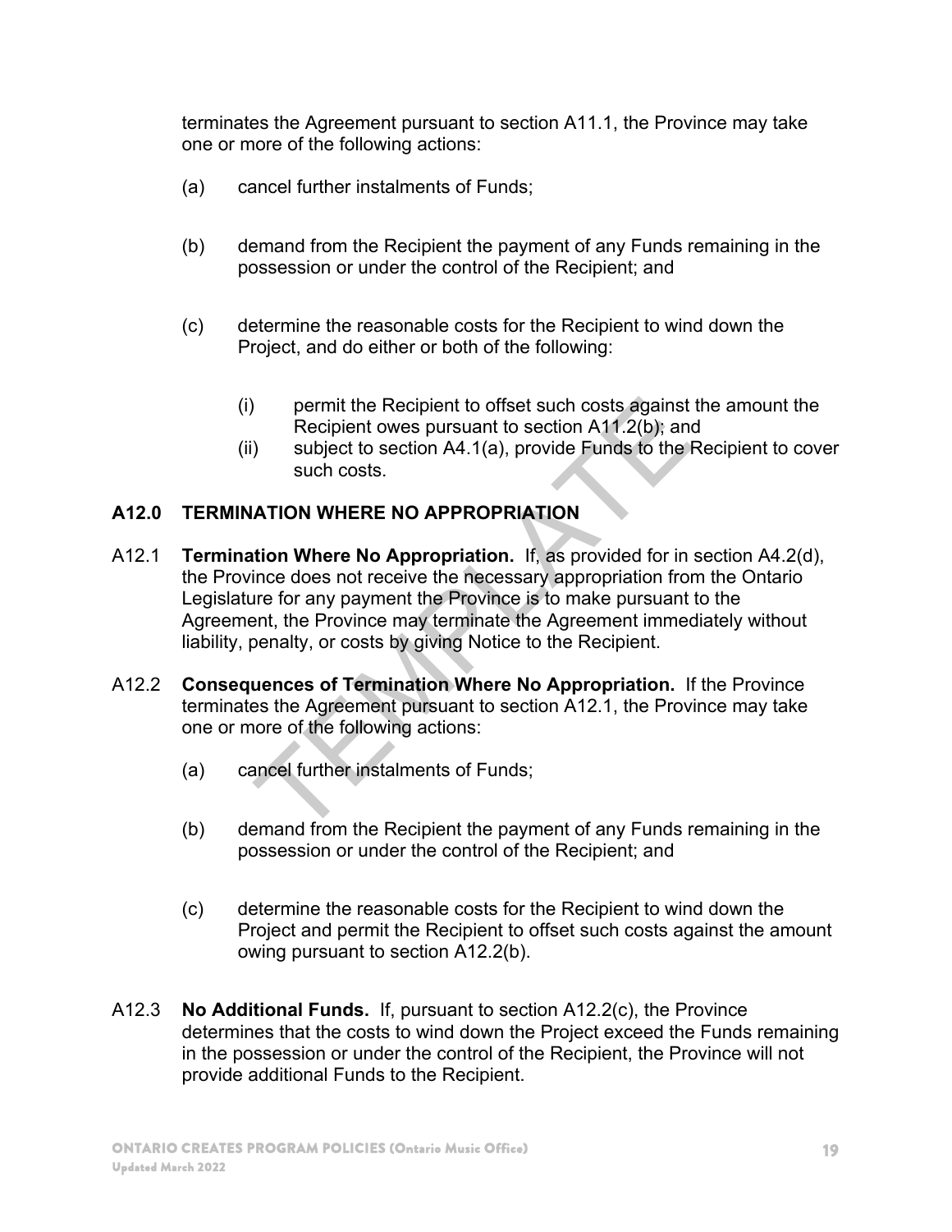terminates the Agreement pursuant to section A11.1, the Province may take one or more of the following actions:

(a) cancel further instalments of Funds;

(b) demand from the Recipient the payment of any Funds remaining in the possession or under the control of the Recipient; and

(c) determine the reasonable costs for the Recipient to wind down the Project, and do either or both of the following:

   (i) permit the Recipient to offset such costs against the amount the Recipient owes pursuant to section A11.2(b); and
   (ii) subject to section A4.1(a), provide Funds to the Recipient to cover such costs.

## A12.0 TERMINATION WHERE NO APPROPRIATION

A12.1 **Termination Where No Appropriation.** If, as provided for in section A4.2(d), the Province does not receive the necessary appropriation from the Ontario Legislature for any payment the Province is to make pursuant to the Agreement, the Province may terminate the Agreement immediately without liability, penalty, or costs by giving Notice to the Recipient.

A12.2 **Consequences of Termination Where No Appropriation.** If the Province terminates the Agreement pursuant to section A12.1, the Province may take one or more of the following actions:

(a) cancel further instalments of Funds;

(b) demand from the Recipient the payment of any Funds remaining in the possession or under the control of the Recipient; and

(c) determine the reasonable costs for the Recipient to wind down the Project and permit the Recipient to offset such costs against the amount owing pursuant to section A12.2(b).

A12.3 **No Additional Funds.** If, pursuant to section A12.2(c), the Province determines that the costs to wind down the Project exceed the Funds remaining in the possession or under the control of the Recipient, the Province will not provide additional Funds to the Recipient.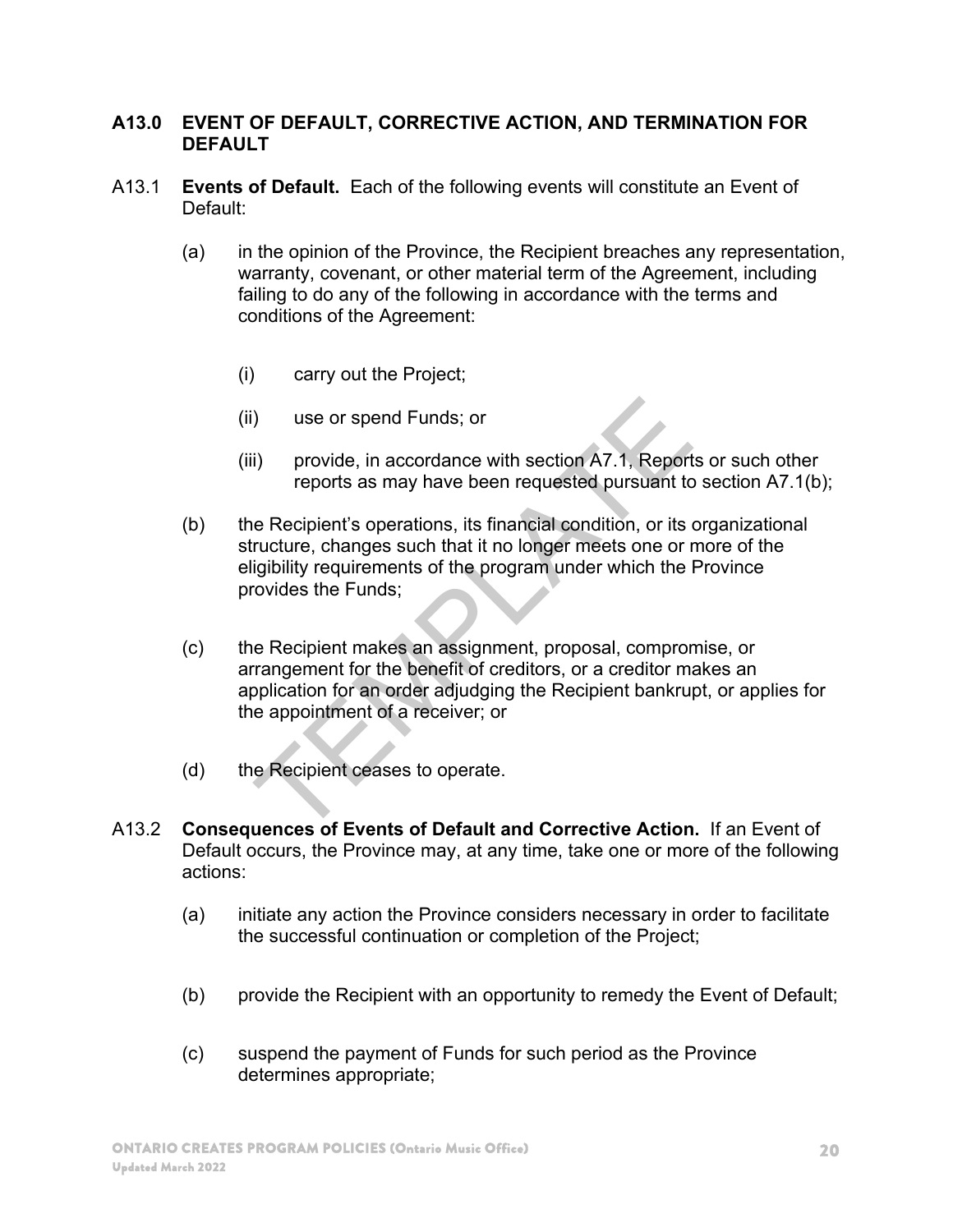## A13.0 EVENT OF DEFAULT, CORRECTIVE ACTION, AND TERMINATION FOR DEFAULT

A13.1 **Events of Default.** Each of the following events will constitute an Event of Default:

(a) in the opinion of the Province, the Recipient breaches any representation, warranty, covenant, or other material term of the Agreement, including failing to do any of the following in accordance with the terms and conditions of the Agreement:

(i) carry out the Project;

(ii) use or spend Funds; or

(iii) provide, in accordance with section A7.1, Reports or such other reports as may have been requested pursuant to section A7.1(b);

(b) the Recipient's operations, its financial condition, or its organizational structure, changes such that it no longer meets one or more of the eligibility requirements of the program under which the Province provides the Funds;

(c) the Recipient makes an assignment, proposal, compromise, or arrangement for the benefit of creditors, or a creditor makes an application for an order adjudging the Recipient bankrupt, or applies for the appointment of a receiver; or

(d) the Recipient ceases to operate.

A13.2 **Consequences of Events of Default and Corrective Action.** If an Event of Default occurs, the Province may, at any time, take one or more of the following actions:

(a) initiate any action the Province considers necessary in order to facilitate the successful continuation or completion of the Project;

(b) provide the Recipient with an opportunity to remedy the Event of Default;

(c) suspend the payment of Funds for such period as the Province determines appropriate;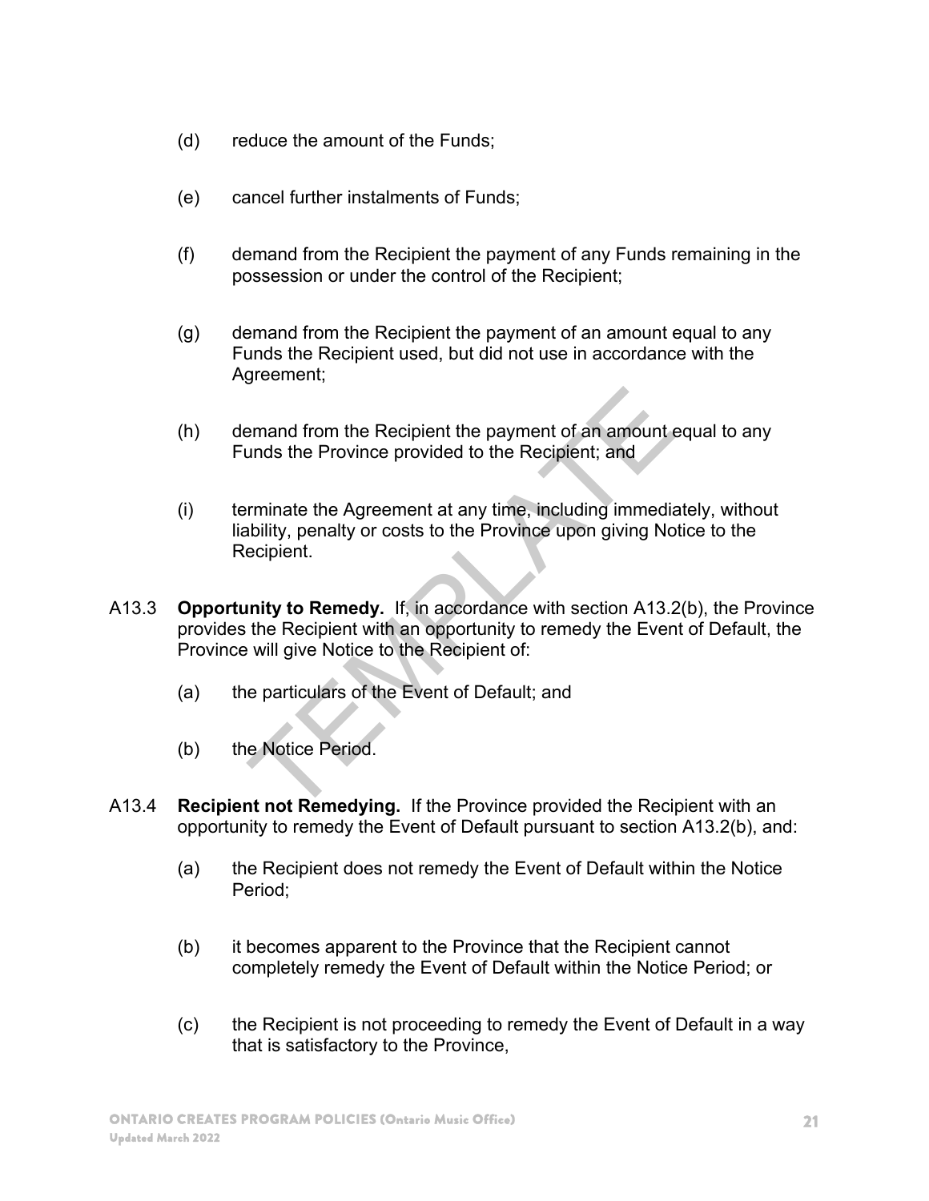(d) reduce the amount of the Funds;

(e) cancel further instalments of Funds;

(f) demand from the Recipient the payment of any Funds remaining in the possession or under the control of the Recipient;

(g) demand from the Recipient the payment of an amount equal to any Funds the Recipient used, but did not use in accordance with the Agreement;

(h) demand from the Recipient the payment of an amount equal to any Funds the Province provided to the Recipient; and

(i) terminate the Agreement at any time, including immediately, without liability, penalty or costs to the Province upon giving Notice to the Recipient.

A13.3 **Opportunity to Remedy.** If, in accordance with section A13.2(b), the Province provides the Recipient with an opportunity to remedy the Event of Default, the Province will give Notice to the Recipient of:

(a) the particulars of the Event of Default; and

(b) the Notice Period.

A13.4 **Recipient not Remedying.** If the Province provided the Recipient with an opportunity to remedy the Event of Default pursuant to section A13.2(b), and:

(a) the Recipient does not remedy the Event of Default within the Notice Period;

(b) it becomes apparent to the Province that the Recipient cannot completely remedy the Event of Default within the Notice Period; or

(c) the Recipient is not proceeding to remedy the Event of Default in a way that is satisfactory to the Province,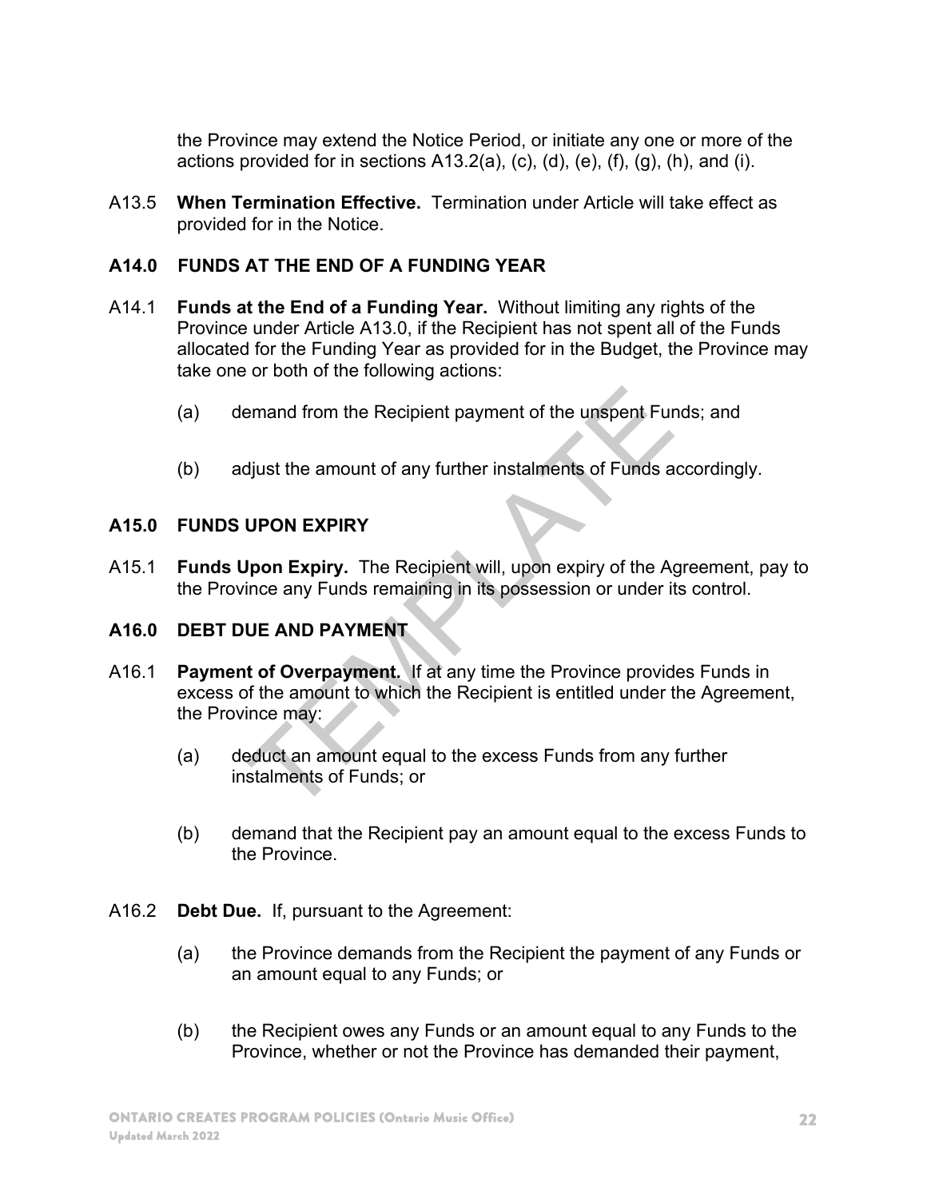the Province may extend the Notice Period, or initiate any one or more of the actions provided for in sections A13.2(a), (c), (d), (e), (f), (g), (h), and (i).

A13.5 **When Termination Effective.** Termination under Article will take effect as provided for in the Notice.

## A14.0 FUNDS AT THE END OF A FUNDING YEAR

A14.1 **Funds at the End of a Funding Year.** Without limiting any rights of the Province under Article A13.0, if the Recipient has not spent all of the Funds allocated for the Funding Year as provided for in the Budget, the Province may take one or both of the following actions:

(a) demand from the Recipient payment of the unspent Funds; and

(b) adjust the amount of any further instalments of Funds accordingly.

## A15.0 FUNDS UPON EXPIRY

A15.1 **Funds Upon Expiry.** The Recipient will, upon expiry of the Agreement, pay to the Province any Funds remaining in its possession or under its control.

## A16.0 DEBT DUE AND PAYMENT

A16.1 **Payment of Overpayment.** If at any time the Province provides Funds in excess of the amount to which the Recipient is entitled under the Agreement, the Province may:

(a) deduct an amount equal to the excess Funds from any further instalments of Funds; or

(b) demand that the Recipient pay an amount equal to the excess Funds to the Province.

A16.2 **Debt Due.** If, pursuant to the Agreement:

(a) the Province demands from the Recipient the payment of any Funds or an amount equal to any Funds; or

(b) the Recipient owes any Funds or an amount equal to any Funds to the Province, whether or not the Province has demanded their payment,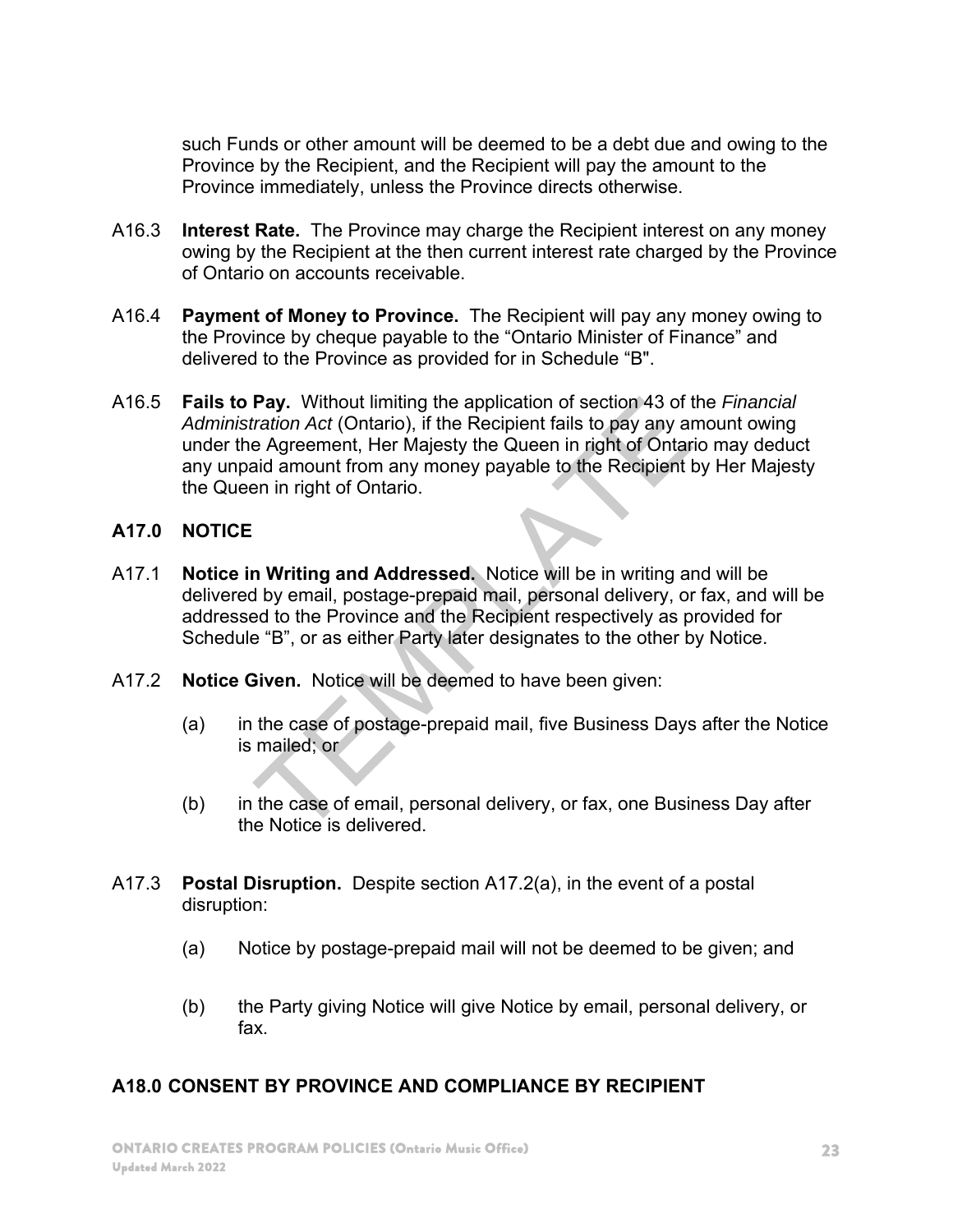such Funds or other amount will be deemed to be a debt due and owing to the Province by the Recipient, and the Recipient will pay the amount to the Province immediately, unless the Province directs otherwise.

A16.3 **Interest Rate.** The Province may charge the Recipient interest on any money owing by the Recipient at the then current interest rate charged by the Province of Ontario on accounts receivable.

A16.4 **Payment of Money to Province.** The Recipient will pay any money owing to the Province by cheque payable to the "Ontario Minister of Finance" and delivered to the Province as provided for in Schedule "B".

A16.5 **Fails to Pay.** Without limiting the application of section 43 of the *Financial Administration Act* (Ontario), if the Recipient fails to pay any amount owing under the Agreement, Her Majesty the Queen in right of Ontario may deduct any unpaid amount from any money payable to the Recipient by Her Majesty the Queen in right of Ontario.

## A17.0 NOTICE

A17.1 **Notice in Writing and Addressed.** Notice will be in writing and will be delivered by email, postage-prepaid mail, personal delivery, or fax, and will be addressed to the Province and the Recipient respectively as provided for Schedule "B", or as either Party later designates to the other by Notice.

A17.2 **Notice Given.** Notice will be deemed to have been given:

(a) in the case of postage-prepaid mail, five Business Days after the Notice is mailed; or

(b) in the case of email, personal delivery, or fax, one Business Day after the Notice is delivered.

A17.3 **Postal Disruption.** Despite section A17.2(a), in the event of a postal disruption:

(a) Notice by postage-prepaid mail will not be deemed to be given; and

(b) the Party giving Notice will give Notice by email, personal delivery, or fax.

## A18.0 CONSENT BY PROVINCE AND COMPLIANCE BY RECIPIENT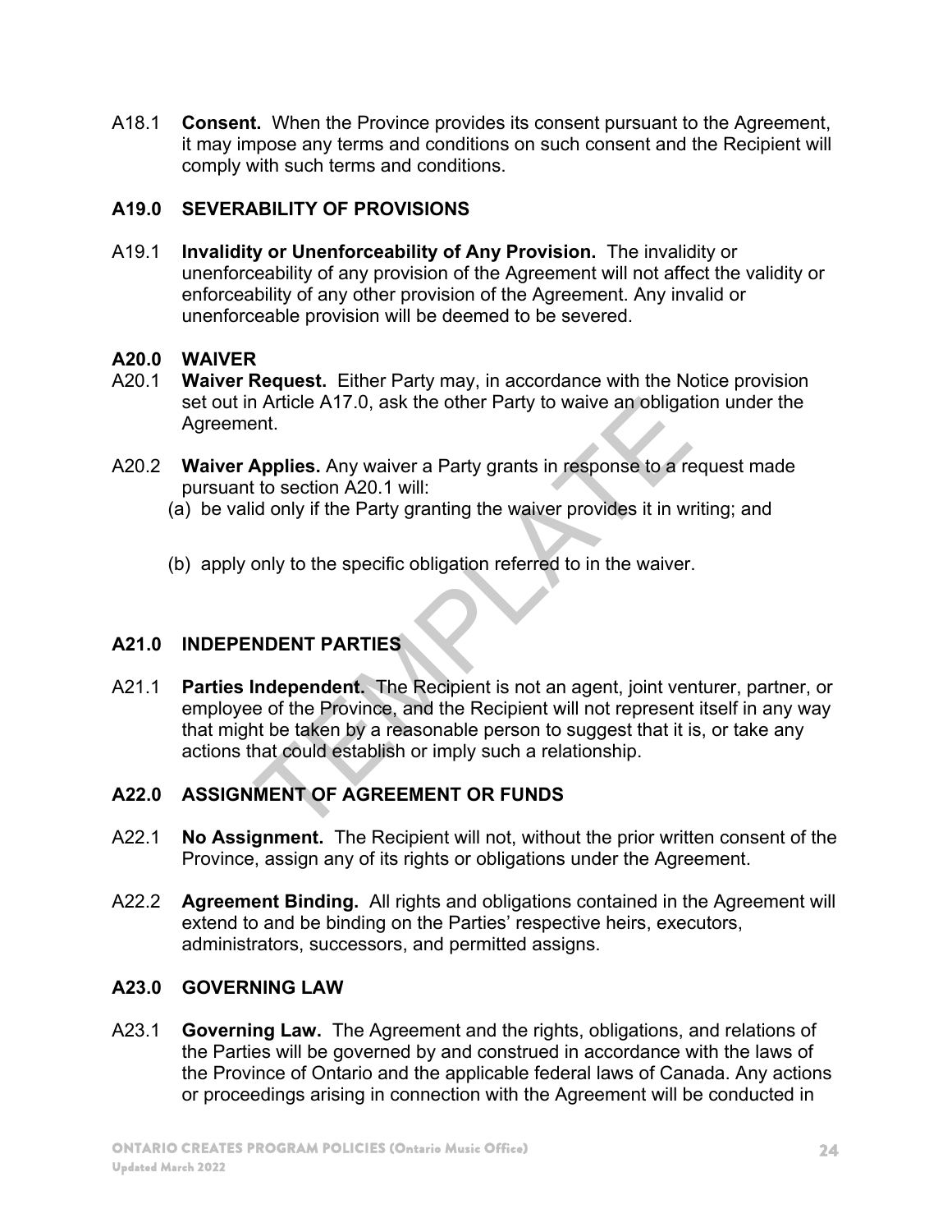A18.1 **Consent.** When the Province provides its consent pursuant to the Agreement, it may impose any terms and conditions on such consent and the Recipient will comply with such terms and conditions.

### A19.0 SEVERABILITY OF PROVISIONS

A19.1 **Invalidity or Unenforceability of Any Provision.** The invalidity or unenforceability of any provision of the Agreement will not affect the validity or enforceability of any other provision of the Agreement. Any invalid or unenforceable provision will be deemed to be severed.

### A20.0 WAIVER

A20.1 **Waiver Request.** Either Party may, in accordance with the Notice provision set out in Article A17.0, ask the other Party to waive an obligation under the Agreement.

A20.2 **Waiver Applies.** Any waiver a Party grants in response to a request made pursuant to section A20.1 will:

(a) be valid only if the Party granting the waiver provides it in writing; and

(b) apply only to the specific obligation referred to in the waiver.

### A21.0 INDEPENDENT PARTIES

A21.1 **Parties Independent.** The Recipient is not an agent, joint venturer, partner, or employee of the Province, and the Recipient will not represent itself in any way that might be taken by a reasonable person to suggest that it is, or take any actions that could establish or imply such a relationship.

### A22.0 ASSIGNMENT OF AGREEMENT OR FUNDS

A22.1 **No Assignment.** The Recipient will not, without the prior written consent of the Province, assign any of its rights or obligations under the Agreement.

A22.2 **Agreement Binding.** All rights and obligations contained in the Agreement will extend to and be binding on the Parties' respective heirs, executors, administrators, successors, and permitted assigns.

### A23.0 GOVERNING LAW

A23.1 **Governing Law.** The Agreement and the rights, obligations, and relations of the Parties will be governed by and construed in accordance with the laws of the Province of Ontario and the applicable federal laws of Canada. Any actions or proceedings arising in connection with the Agreement will be conducted in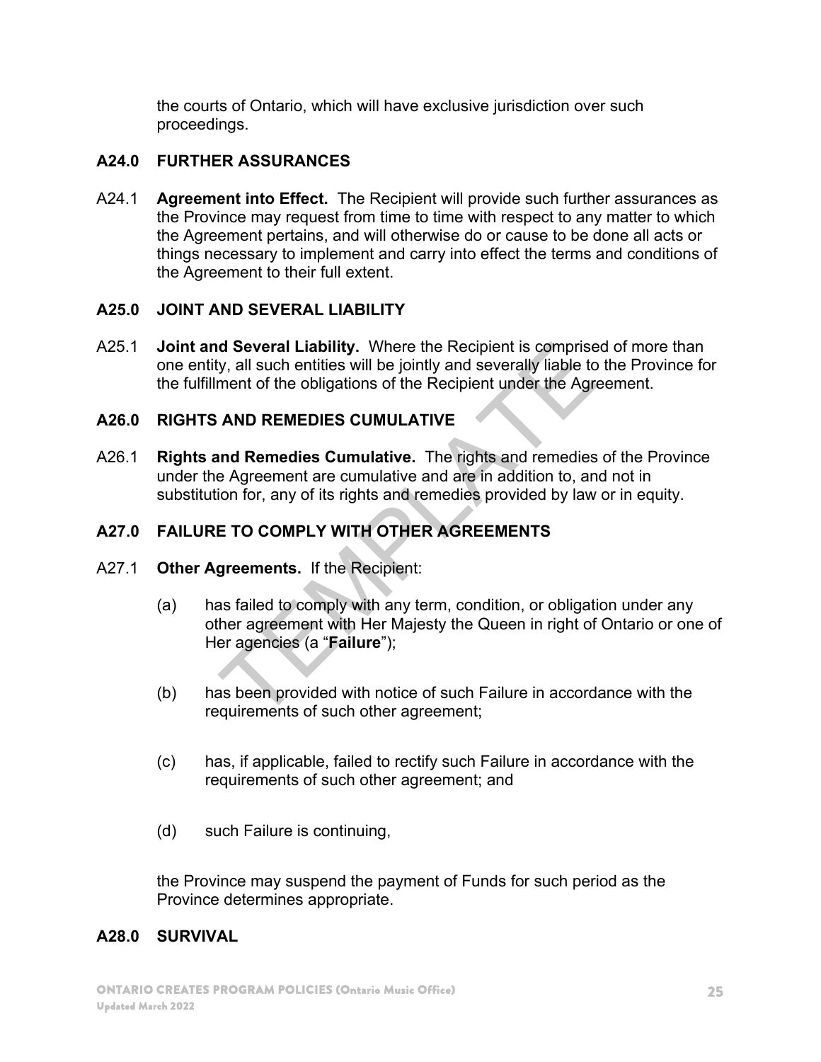the courts of Ontario, which will have exclusive jurisdiction over such proceedings.

### A24.0 FURTHER ASSURANCES

A24.1 **Agreement into Effect.** The Recipient will provide such further assurances as the Province may request from time to time with respect to any matter to which the Agreement pertains, and will otherwise do or cause to be done all acts or things necessary to implement and carry into effect the terms and conditions of the Agreement to their full extent.

### A25.0 JOINT AND SEVERAL LIABILITY

A25.1 **Joint and Several Liability.** Where the Recipient is comprised of more than one entity, all such entities will be jointly and severally liable to the Province for the fulfillment of the obligations of the Recipient under the Agreement.

### A26.0 RIGHTS AND REMEDIES CUMULATIVE

A26.1 **Rights and Remedies Cumulative.** The rights and remedies of the Province under the Agreement are cumulative and are in addition to, and not in substitution for, any of its rights and remedies provided by law or in equity.

### A27.0 FAILURE TO COMPLY WITH OTHER AGREEMENTS

A27.1 **Other Agreements.** If the Recipient:

(a) has failed to comply with any term, condition, or obligation under any other agreement with Her Majesty the Queen in right of Ontario or one of Her agencies (a "**Failure**");

(b) has been provided with notice of such Failure in accordance with the requirements of such other agreement;

(c) has, if applicable, failed to rectify such Failure in accordance with the requirements of such other agreement; and

(d) such Failure is continuing,

the Province may suspend the payment of Funds for such period as the Province determines appropriate.

### A28.0 SURVIVAL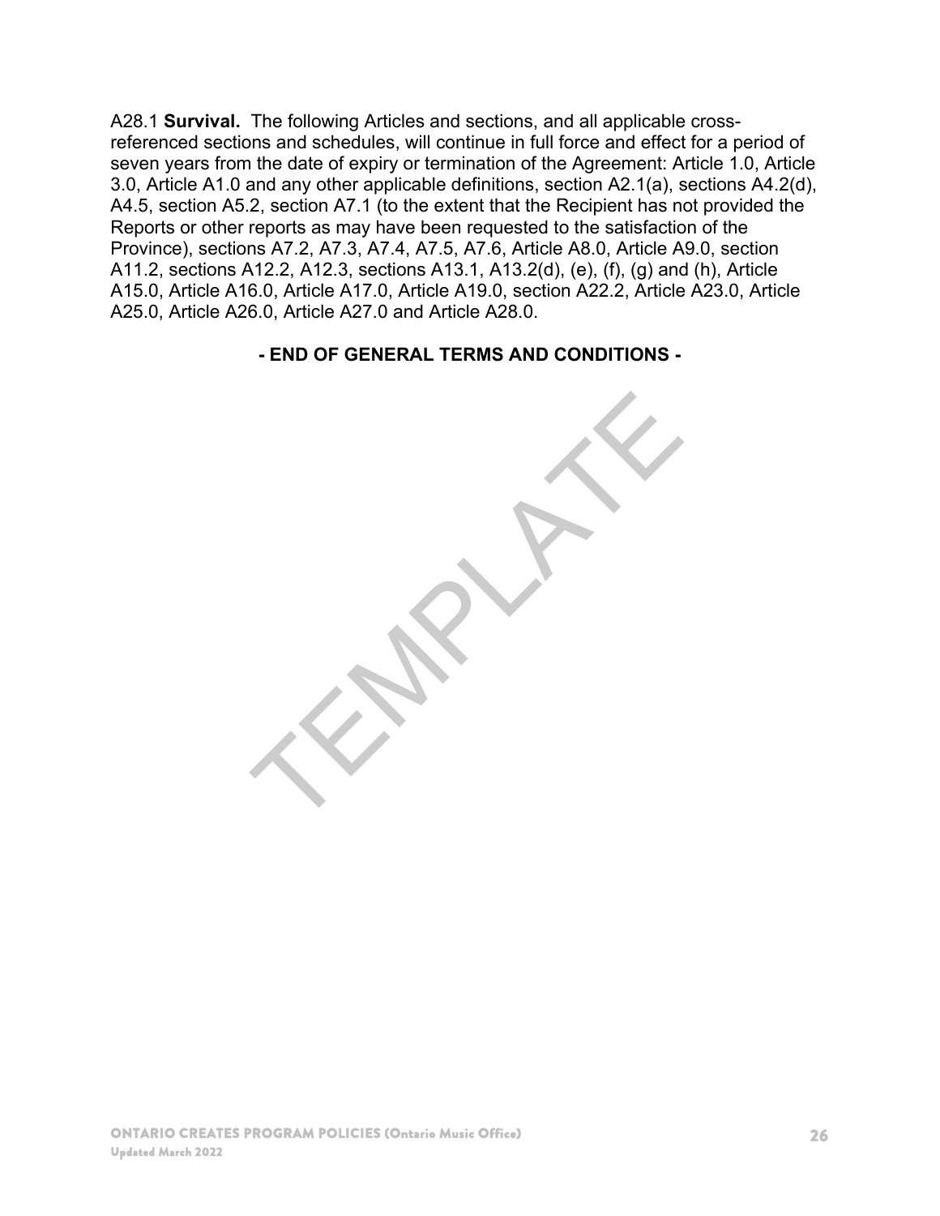A28.1 **Survival.** The following Articles and sections, and all applicable cross-referenced sections and schedules, will continue in full force and effect for a period of seven years from the date of expiry or termination of the Agreement: Article 1.0, Article 3.0, Article A1.0 and any other applicable definitions, section A2.1(a), sections A4.2(d), A4.5, section A5.2, section A7.1 (to the extent that the Recipient has not provided the Reports or other reports as may have been requested to the satisfaction of the Province), sections A7.2, A7.3, A7.4, A7.5, A7.6, Article A8.0, Article A9.0, section A11.2, sections A12.2, A12.3, sections A13.1, A13.2(d), (e), (f), (g) and (h), Article A15.0, Article A16.0, Article A17.0, Article A19.0, section A22.2, Article A23.0, Article A25.0, Article A26.0, Article A27.0 and Article A28.0.

**- END OF GENERAL TERMS AND CONDITIONS -**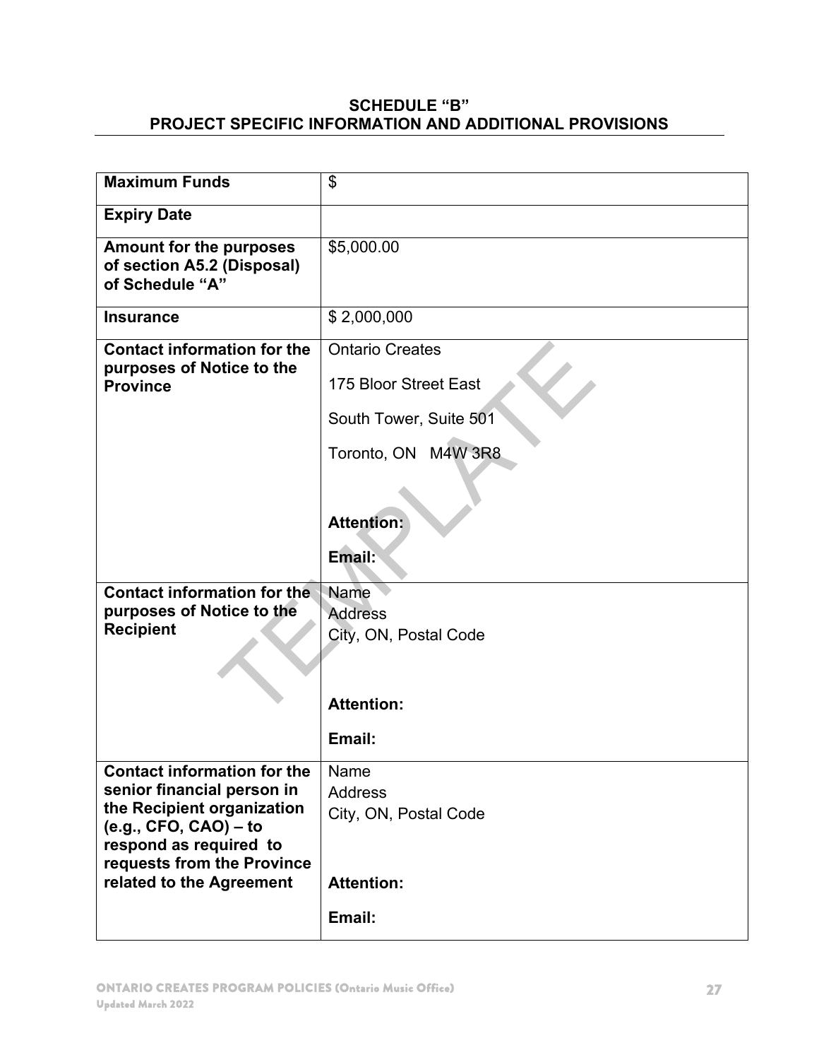**SCHEDULE "B"**
**PROJECT SPECIFIC INFORMATION AND ADDITIONAL PROVISIONS**

| | |
|---|---|
| **Maximum Funds** | $ |
| **Expiry Date** | |
| **Amount for the purposes of section A5.2 (Disposal) of Schedule "A"** | $5,000.00 |
| **Insurance** | $ 2,000,000 |
| **Contact information for the purposes of Notice to the Province** | Ontario Creates<br><br>175 Bloor Street East<br><br>South Tower, Suite 501<br><br>Toronto, ON M4W 3R8<br><br>**Attention:**<br><br>**Email:** |
| **Contact information for the purposes of Notice to the Recipient** | Name<br>Address<br>City, ON, Postal Code<br><br>**Attention:**<br><br>**Email:** |
| **Contact information for the senior financial person in the Recipient organization (e.g., CFO, CAO) – to respond as required to requests from the Province related to the Agreement** | Name<br>Address<br>City, ON, Postal Code<br><br>**Attention:**<br><br>**Email:** |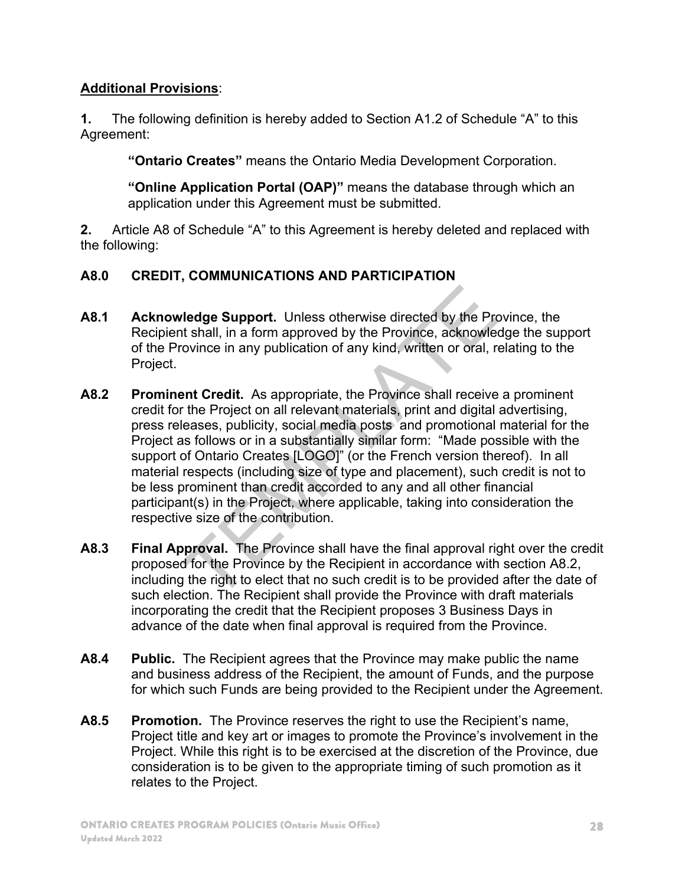**Additional Provisions**:

**1.** The following definition is hereby added to Section A1.2 of Schedule “A” to this Agreement:

> **“Ontario Creates”** means the Ontario Media Development Corporation.
>
> **“Online Application Portal (OAP)”** means the database through which an application under this Agreement must be submitted.

**2.** Article A8 of Schedule “A” to this Agreement is hereby deleted and replaced with the following:

**A8.0 CREDIT, COMMUNICATIONS AND PARTICIPATION**

**A8.1 Acknowledge Support.** Unless otherwise directed by the Province, the Recipient shall, in a form approved by the Province, acknowledge the support of the Province in any publication of any kind, written or oral, relating to the Project.

**A8.2 Prominent Credit.** As appropriate, the Province shall receive a prominent credit for the Project on all relevant materials, print and digital advertising, press releases, publicity, social media posts and promotional material for the Project as follows or in a substantially similar form: “Made possible with the support of Ontario Creates [LOGO]” (or the French version thereof). In all material respects (including size of type and placement), such credit is not to be less prominent than credit accorded to any and all other financial participant(s) in the Project, where applicable, taking into consideration the respective size of the contribution.

**A8.3 Final Approval.** The Province shall have the final approval right over the credit proposed for the Province by the Recipient in accordance with section A8.2, including the right to elect that no such credit is to be provided after the date of such election. The Recipient shall provide the Province with draft materials incorporating the credit that the Recipient proposes 3 Business Days in advance of the date when final approval is required from the Province.

**A8.4 Public.** The Recipient agrees that the Province may make public the name and business address of the Recipient, the amount of Funds, and the purpose for which such Funds are being provided to the Recipient under the Agreement.

**A8.5 Promotion.** The Province reserves the right to use the Recipient’s name, Project title and key art or images to promote the Province’s involvement in the Project. While this right is to be exercised at the discretion of the Province, due consideration is to be given to the appropriate timing of such promotion as it relates to the Project.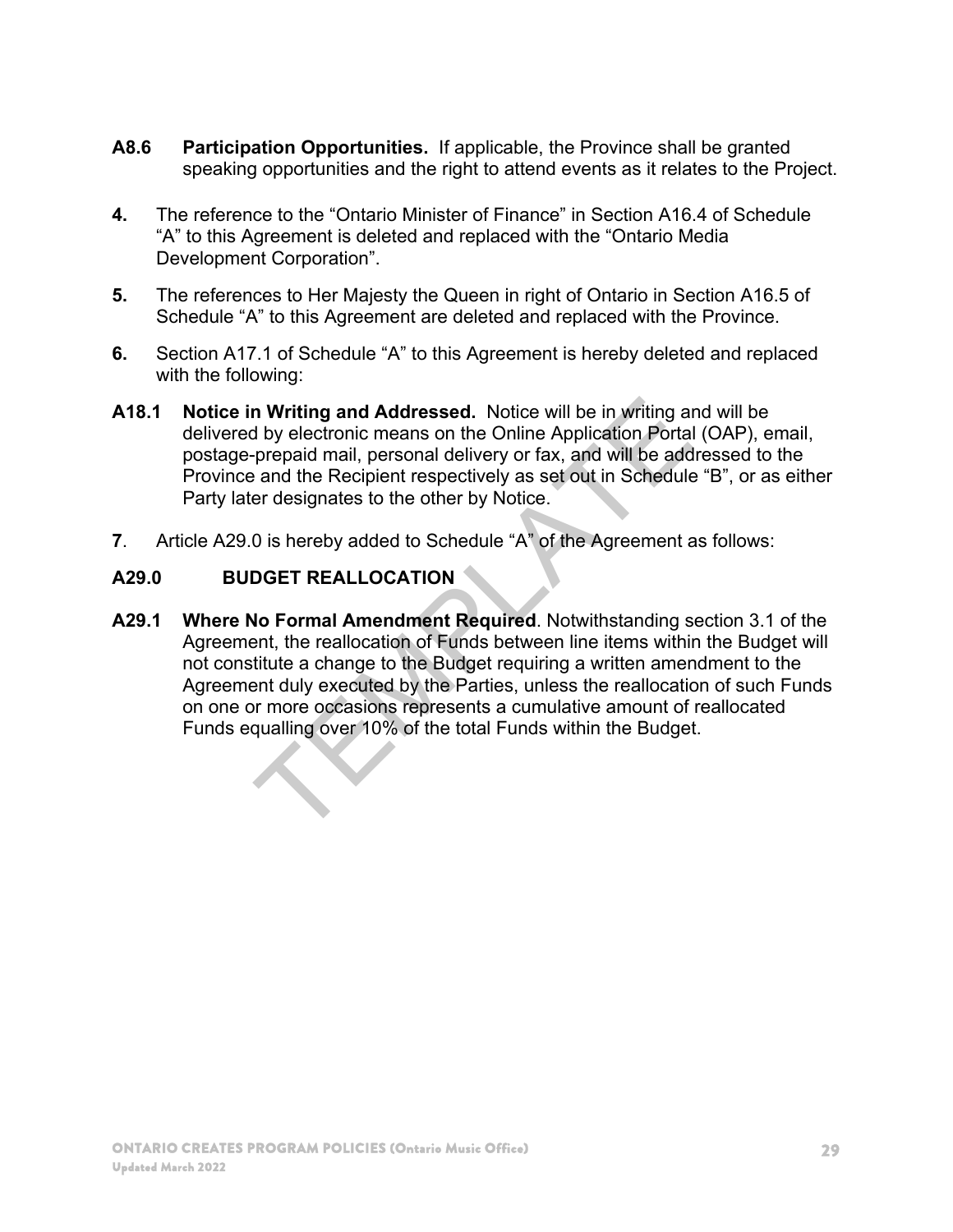**A8.6 Participation Opportunities.** If applicable, the Province shall be granted speaking opportunities and the right to attend events as it relates to the Project.

**4.** The reference to the “Ontario Minister of Finance” in Section A16.4 of Schedule “A” to this Agreement is deleted and replaced with the “Ontario Media Development Corporation”.

**5.** The references to Her Majesty the Queen in right of Ontario in Section A16.5 of Schedule “A” to this Agreement are deleted and replaced with the Province.

**6.** Section A17.1 of Schedule “A” to this Agreement is hereby deleted and replaced with the following:

**A18.1 Notice in Writing and Addressed.** Notice will be in writing and will be delivered by electronic means on the Online Application Portal (OAP), email, postage-prepaid mail, personal delivery or fax, and will be addressed to the Province and the Recipient respectively as set out in Schedule “B”, or as either Party later designates to the other by Notice.

**7**. Article A29.0 is hereby added to Schedule “A” of the Agreement as follows:

**A29.0 BUDGET REALLOCATION**

**A29.1 Where No Formal Amendment Required**. Notwithstanding section 3.1 of the Agreement, the reallocation of Funds between line items within the Budget will not constitute a change to the Budget requiring a written amendment to the Agreement duly executed by the Parties, unless the reallocation of such Funds on one or more occasions represents a cumulative amount of reallocated Funds equalling over 10% of the total Funds within the Budget.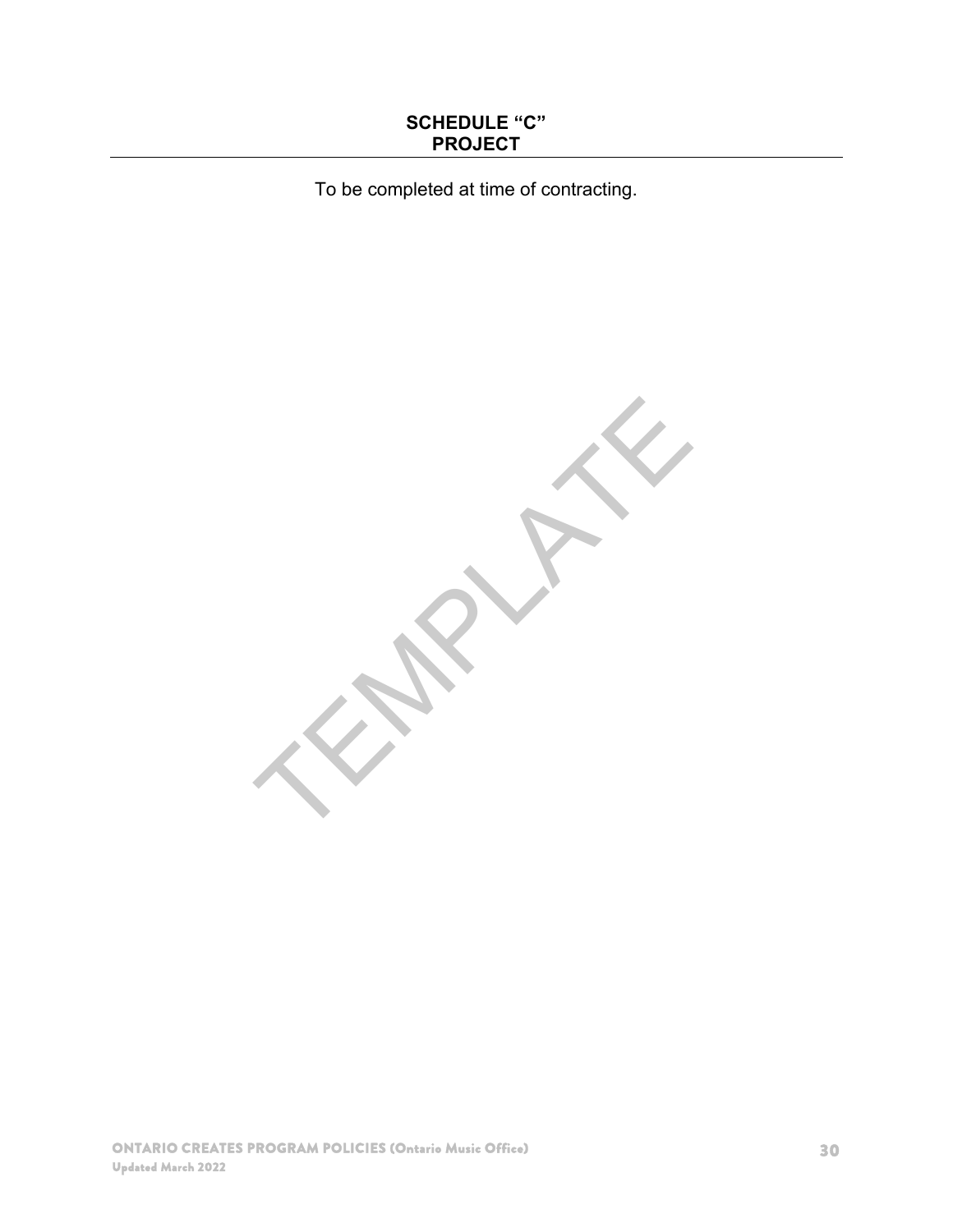# SCHEDULE "C"
# PROJECT

To be completed at time of contracting.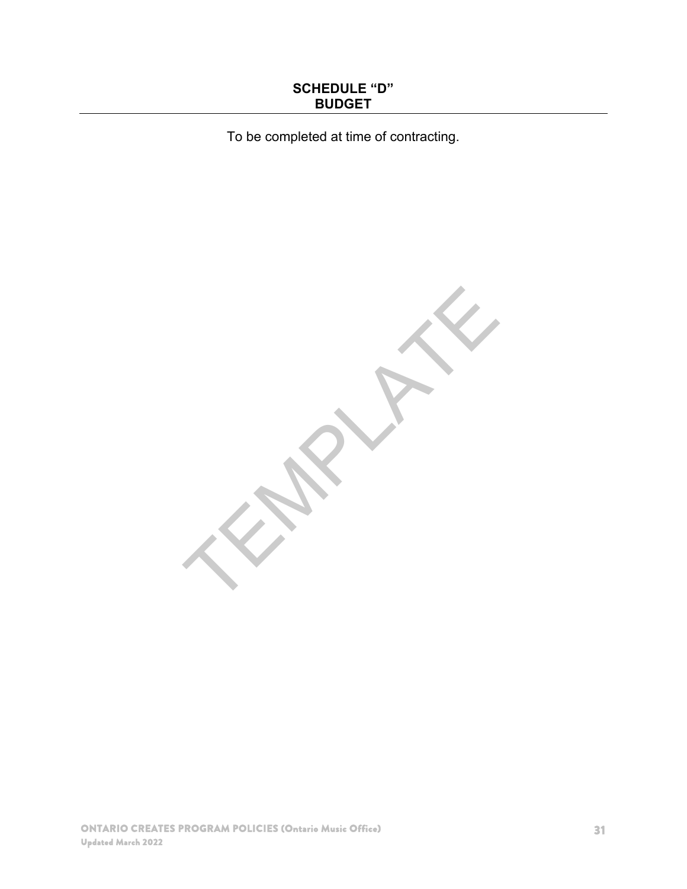# SCHEDULE "D"
# BUDGET

To be completed at time of contracting.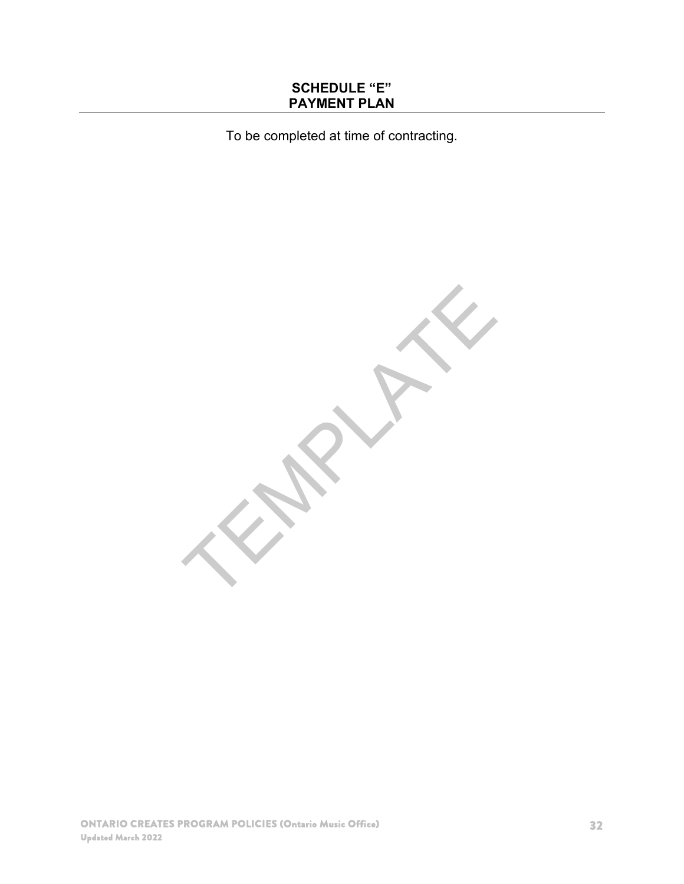## SCHEDULE "E"
## PAYMENT PLAN

To be completed at time of contracting.

TEMPLATE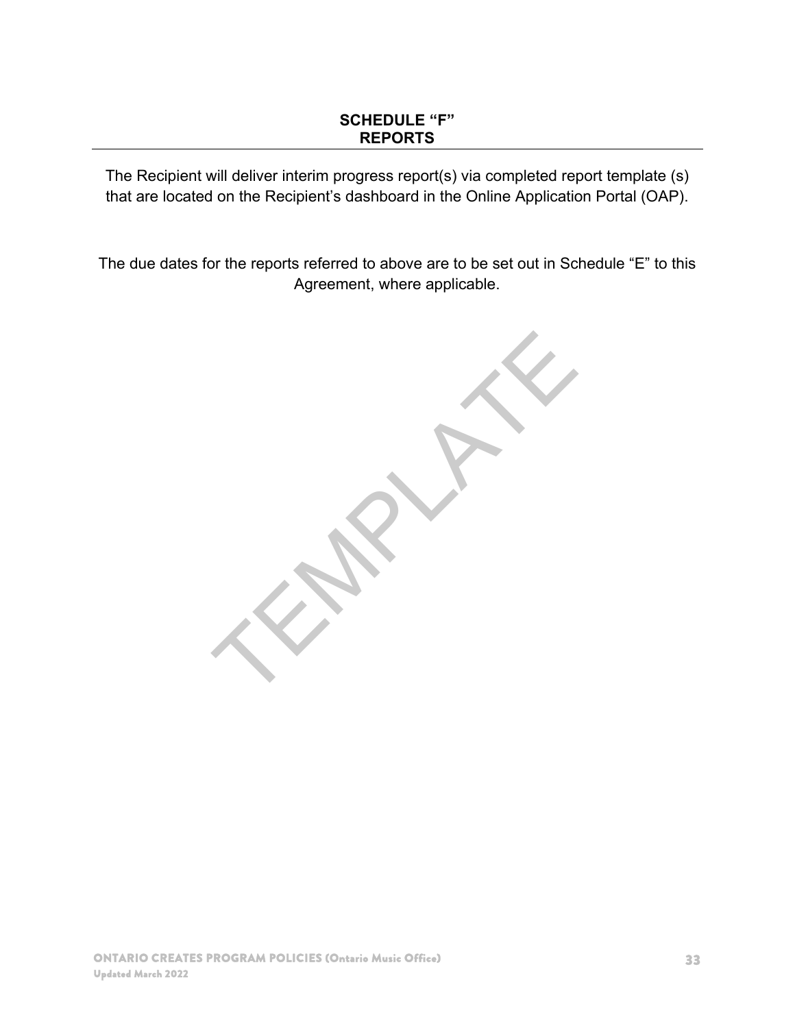## SCHEDULE "F"
## REPORTS

The Recipient will deliver interim progress report(s) via completed report template (s) that are located on the Recipient's dashboard in the Online Application Portal (OAP).

The due dates for the reports referred to above are to be set out in Schedule "E" to this Agreement, where applicable.

TEMPLATE